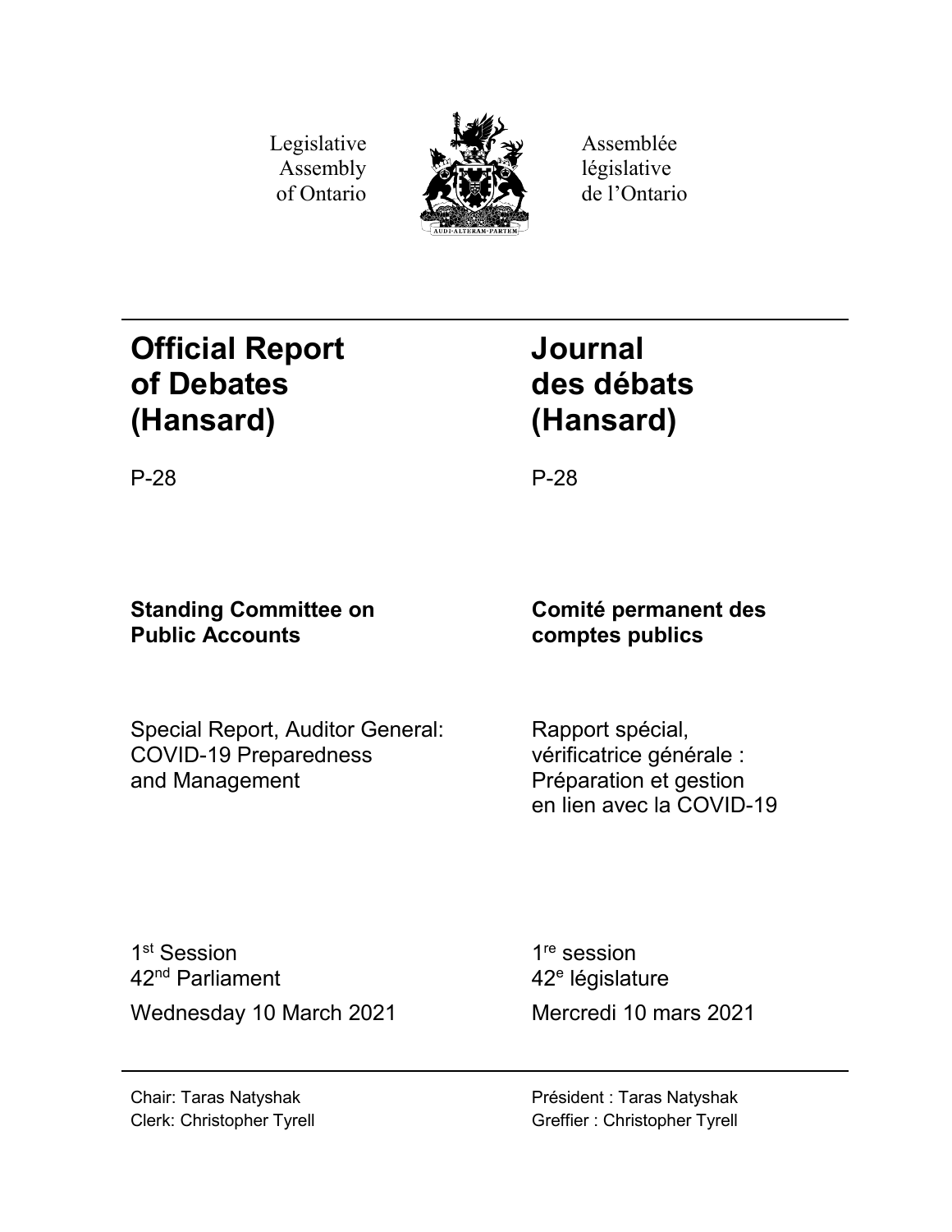Legislative Assembly of Ontario

Assemblée législative de l'Ontario

AUDI·ALTERAM·PARTEM

# Official Report of Debates (Hansard)

# Journal des débats (Hansard)

P-28

P-28

**Standing Committee on Public Accounts**

**Comité permanent des comptes publics**

Special Report, Auditor General: COVID-19 Preparedness and Management

Rapport spécial, vérificatrice générale : Préparation et gestion en lien avec la COVID-19

1st Session
42nd Parliament
Wednesday 10 March 2021

1re session
42e législature
Mercredi 10 mars 2021

Chair: Taras Natyshak
Clerk: Christopher Tyrell

Président : Taras Natyshak
Greffier : Christopher Tyrell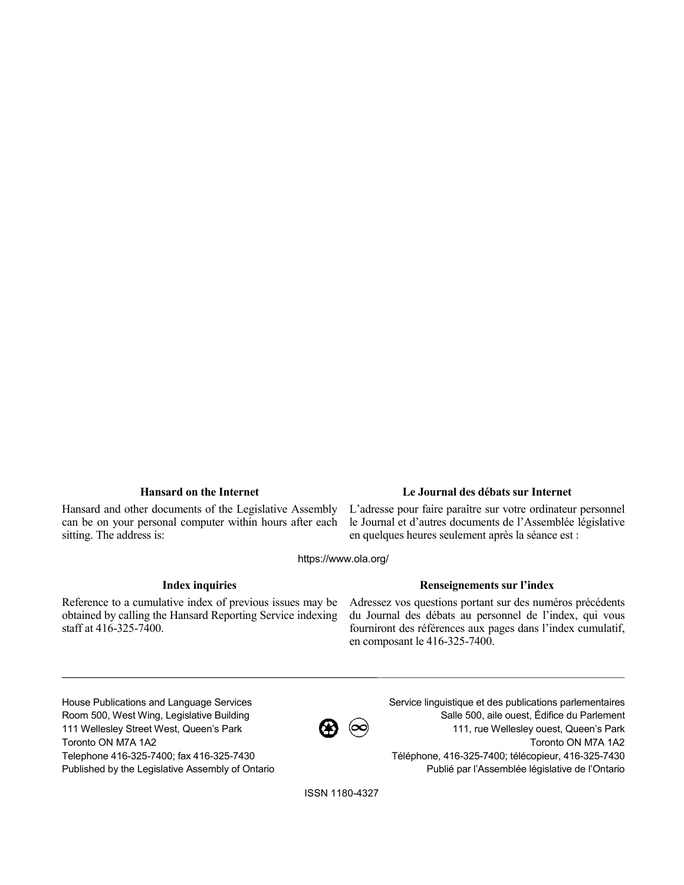### Hansard on the Internet

Hansard and other documents of the Legislative Assembly can be on your personal computer within hours after each sitting. The address is:

### Le Journal des débats sur Internet

L'adresse pour faire paraître sur votre ordinateur personnel le Journal et d'autres documents de l'Assemblée législative en quelques heures seulement après la séance est :

https://www.ola.org/

### Index inquiries

Reference to a cumulative index of previous issues may be obtained by calling the Hansard Reporting Service indexing staff at 416-325-7400.

### Renseignements sur l'index

Adressez vos questions portant sur des numéros précédents du Journal des débats au personnel de l'index, qui vous fourniront des références aux pages dans l'index cumulatif, en composant le 416-325-7400.

---

House Publications and Language Services
Room 500, West Wing, Legislative Building
111 Wellesley Street West, Queen's Park
Toronto ON M7A 1A2
Telephone 416-325-7400; fax 416-325-7430
Published by the Legislative Assembly of Ontario

Service linguistique et des publications parlementaires
Salle 500, aile ouest, Édifice du Parlement
111, rue Wellesley ouest, Queen's Park
Toronto ON M7A 1A2
Téléphone, 416-325-7400; télécopieur, 416-325-7430
Publié par l'Assemblée législative de l'Ontario

ISSN 1180-4327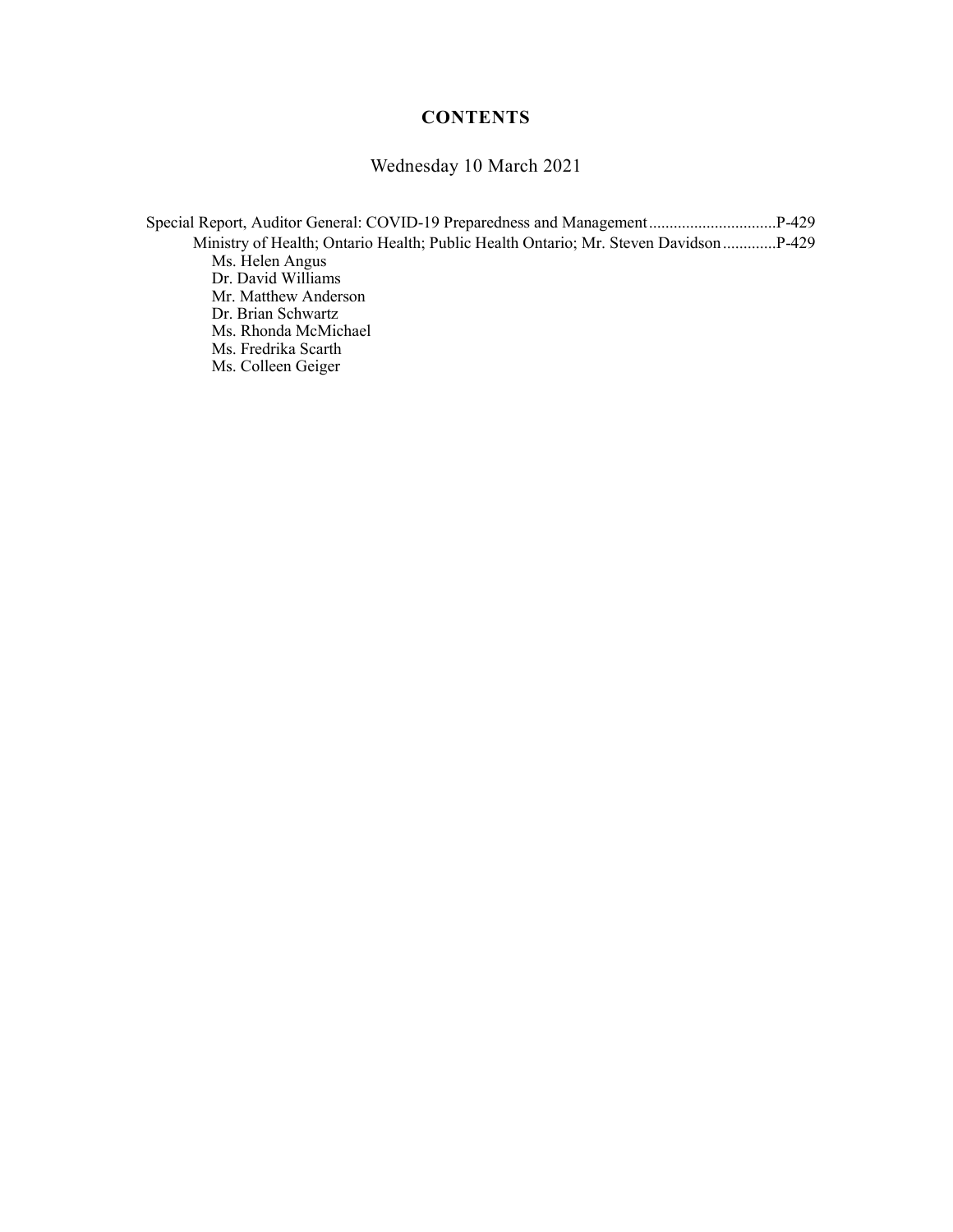## CONTENTS

Wednesday 10 March 2021

Special Report, Auditor General: COVID-19 Preparedness and Management ............................... P-429

Ministry of Health; Ontario Health; Public Health Ontario; Mr. Steven Davidson ............. P-429

Ms. Helen Angus
Dr. David Williams
Mr. Matthew Anderson
Dr. Brian Schwartz
Ms. Rhonda McMichael
Ms. Fredrika Scarth
Ms. Colleen Geiger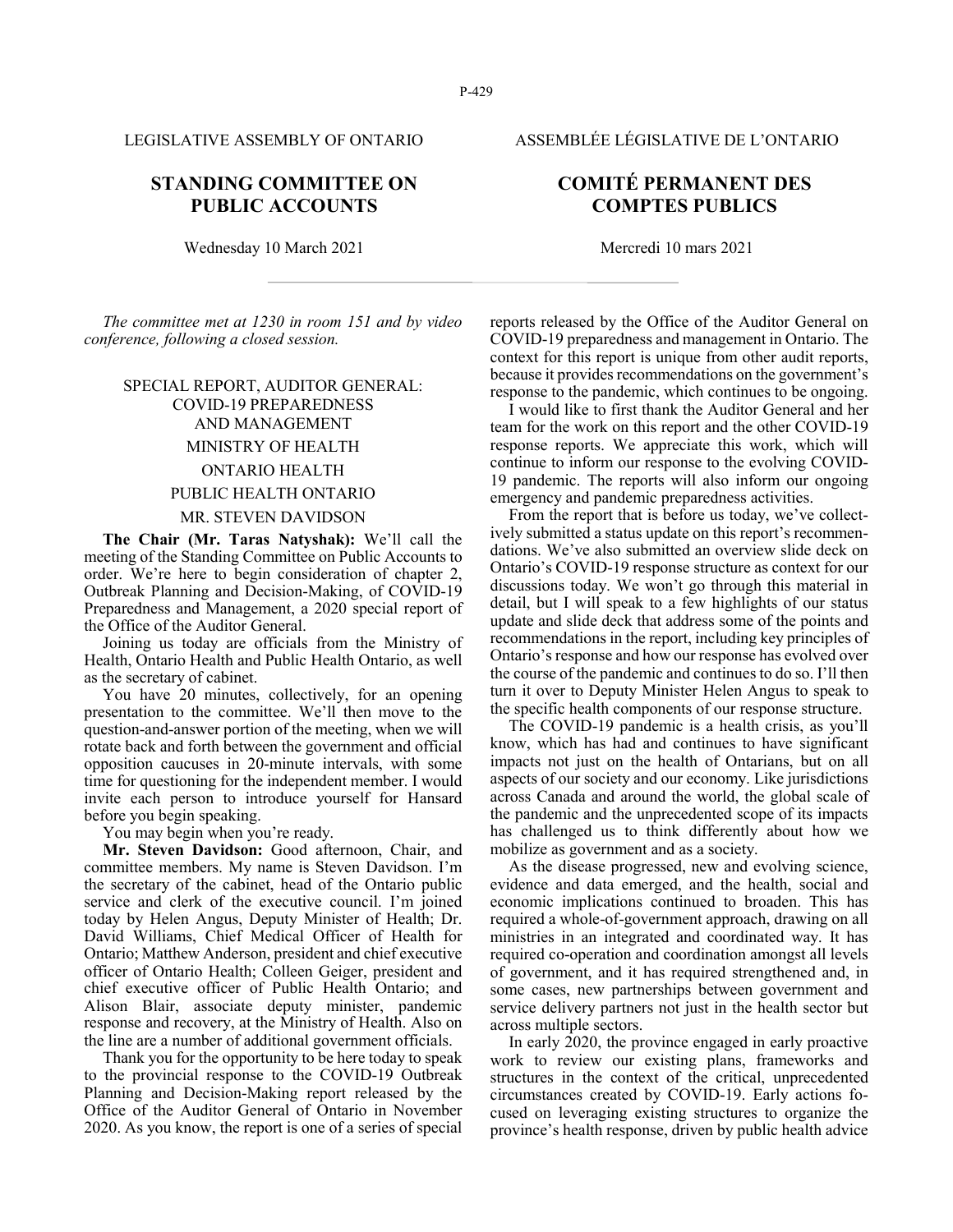LEGISLATIVE ASSEMBLY OF ONTARIO

ASSEMBLÉE LÉGISLATIVE DE L'ONTARIO

# STANDING COMMITTEE ON PUBLIC ACCOUNTS

# COMITÉ PERMANENT DES COMPTES PUBLICS

Wednesday 10 March 2021

Mercredi 10 mars 2021

*The committee met at 1230 in room 151 and by video conference, following a closed session.*

## SPECIAL REPORT, AUDITOR GENERAL: COVID-19 PREPAREDNESS AND MANAGEMENT

## MINISTRY OF HEALTH

## ONTARIO HEALTH

## PUBLIC HEALTH ONTARIO

## MR. STEVEN DAVIDSON

**The Chair (Mr. Taras Natyshak):** We'll call the meeting of the Standing Committee on Public Accounts to order. We're here to begin consideration of chapter 2, Outbreak Planning and Decision-Making, of COVID-19 Preparedness and Management, a 2020 special report of the Office of the Auditor General.

Joining us today are officials from the Ministry of Health, Ontario Health and Public Health Ontario, as well as the secretary of cabinet.

You have 20 minutes, collectively, for an opening presentation to the committee. We'll then move to the question-and-answer portion of the meeting, when we will rotate back and forth between the government and official opposition caucuses in 20-minute intervals, with some time for questioning for the independent member. I would invite each person to introduce yourself for Hansard before you begin speaking.

You may begin when you're ready.

**Mr. Steven Davidson:** Good afternoon, Chair, and committee members. My name is Steven Davidson. I'm the secretary of the cabinet, head of the Ontario public service and clerk of the executive council. I'm joined today by Helen Angus, Deputy Minister of Health; Dr. David Williams, Chief Medical Officer of Health for Ontario; Matthew Anderson, president and chief executive officer of Ontario Health; Colleen Geiger, president and chief executive officer of Public Health Ontario; and Alison Blair, associate deputy minister, pandemic response and recovery, at the Ministry of Health. Also on the line are a number of additional government officials.

Thank you for the opportunity to be here today to speak to the provincial response to the COVID-19 Outbreak Planning and Decision-Making report released by the Office of the Auditor General of Ontario in November 2020. As you know, the report is one of a series of special reports released by the Office of the Auditor General on COVID-19 preparedness and management in Ontario. The context for this report is unique from other audit reports, because it provides recommendations on the government's response to the pandemic, which continues to be ongoing.

I would like to first thank the Auditor General and her team for the work on this report and the other COVID-19 response reports. We appreciate this work, which will continue to inform our response to the evolving COVID-19 pandemic. The reports will also inform our ongoing emergency and pandemic preparedness activities.

From the report that is before us today, we've collectively submitted a status update on this report's recommendations. We've also submitted an overview slide deck on Ontario's COVID-19 response structure as context for our discussions today. We won't go through this material in detail, but I will speak to a few highlights of our status update and slide deck that address some of the points and recommendations in the report, including key principles of Ontario's response and how our response has evolved over the course of the pandemic and continues to do so. I'll then turn it over to Deputy Minister Helen Angus to speak to the specific health components of our response structure.

The COVID-19 pandemic is a health crisis, as you'll know, which has had and continues to have significant impacts not just on the health of Ontarians, but on all aspects of our society and our economy. Like jurisdictions across Canada and around the world, the global scale of the pandemic and the unprecedented scope of its impacts has challenged us to think differently about how we mobilize as government and as a society.

As the disease progressed, new and evolving science, evidence and data emerged, and the health, social and economic implications continued to broaden. This has required a whole-of-government approach, drawing on all ministries in an integrated and coordinated way. It has required co-operation and coordination amongst all levels of government, and it has required strengthened and, in some cases, new partnerships between government and service delivery partners not just in the health sector but across multiple sectors.

In early 2020, the province engaged in early proactive work to review our existing plans, frameworks and structures in the context of the critical, unprecedented circumstances created by COVID-19. Early actions focused on leveraging existing structures to organize the province's health response, driven by public health advice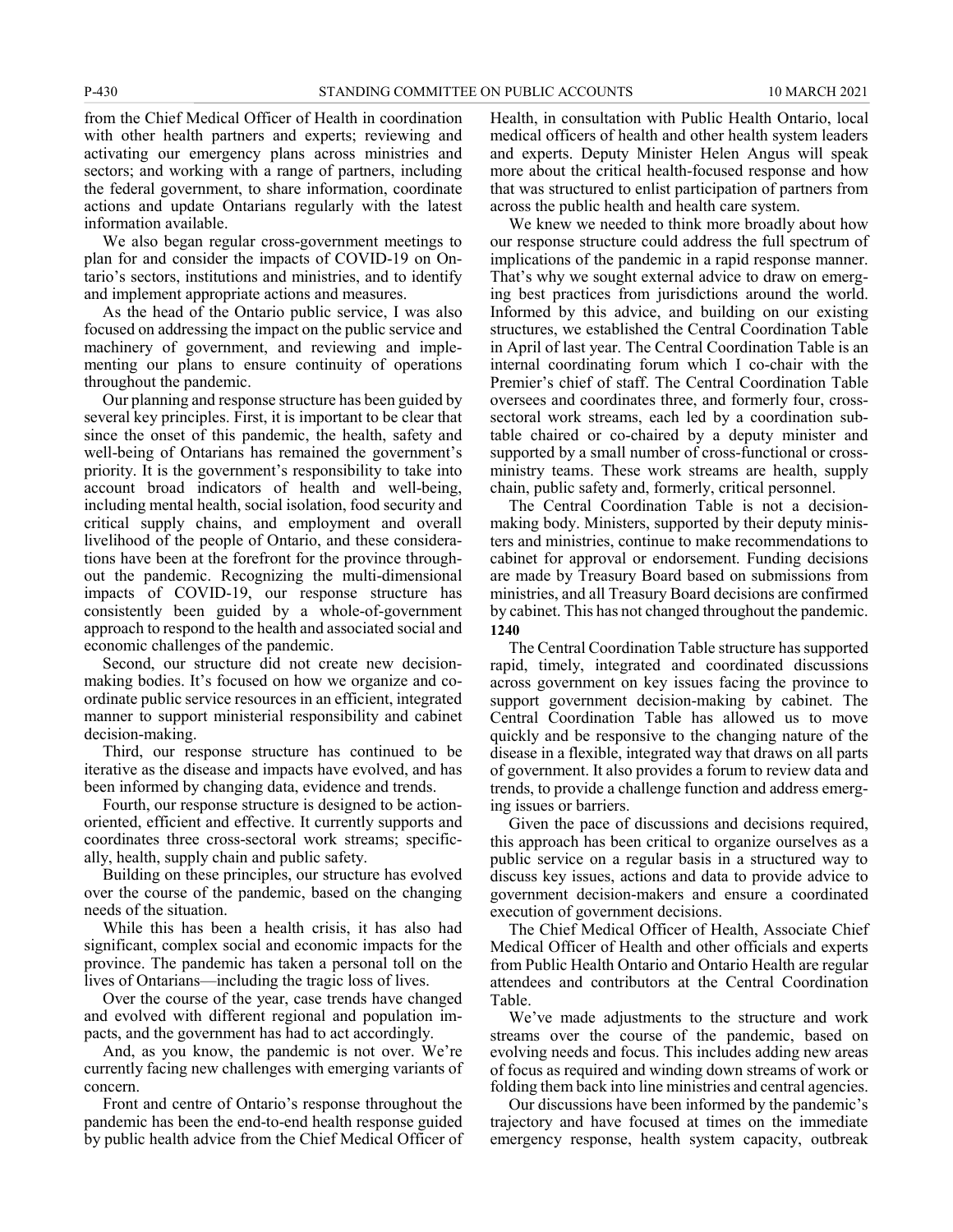from the Chief Medical Officer of Health in coordination with other health partners and experts; reviewing and activating our emergency plans across ministries and sectors; and working with a range of partners, including the federal government, to share information, coordinate actions and update Ontarians regularly with the latest information available.

We also began regular cross-government meetings to plan for and consider the impacts of COVID-19 on Ontario's sectors, institutions and ministries, and to identify and implement appropriate actions and measures.

As the head of the Ontario public service, I was also focused on addressing the impact on the public service and machinery of government, and reviewing and implementing our plans to ensure continuity of operations throughout the pandemic.

Our planning and response structure has been guided by several key principles. First, it is important to be clear that since the onset of this pandemic, the health, safety and well-being of Ontarians has remained the government's priority. It is the government's responsibility to take into account broad indicators of health and well-being, including mental health, social isolation, food security and critical supply chains, and employment and overall livelihood of the people of Ontario, and these considerations have been at the forefront for the province throughout the pandemic. Recognizing the multi-dimensional impacts of COVID-19, our response structure has consistently been guided by a whole-of-government approach to respond to the health and associated social and economic challenges of the pandemic.

Second, our structure did not create new decision-making bodies. It's focused on how we organize and coordinate public service resources in an efficient, integrated manner to support ministerial responsibility and cabinet decision-making.

Third, our response structure has continued to be iterative as the disease and impacts have evolved, and has been informed by changing data, evidence and trends.

Fourth, our response structure is designed to be action-oriented, efficient and effective. It currently supports and coordinates three cross-sectoral work streams; specifically, health, supply chain and public safety.

Building on these principles, our structure has evolved over the course of the pandemic, based on the changing needs of the situation.

While this has been a health crisis, it has also had significant, complex social and economic impacts for the province. The pandemic has taken a personal toll on the lives of Ontarians—including the tragic loss of lives.

Over the course of the year, case trends have changed and evolved with different regional and population impacts, and the government has had to act accordingly.

And, as you know, the pandemic is not over. We're currently facing new challenges with emerging variants of concern.

Front and centre of Ontario's response throughout the pandemic has been the end-to-end health response guided by public health advice from the Chief Medical Officer of Health, in consultation with Public Health Ontario, local medical officers of health and other health system leaders and experts. Deputy Minister Helen Angus will speak more about the critical health-focused response and how that was structured to enlist participation of partners from across the public health and health care system.

We knew we needed to think more broadly about how our response structure could address the full spectrum of implications of the pandemic in a rapid response manner. That's why we sought external advice to draw on emerging best practices from jurisdictions around the world. Informed by this advice, and building on our existing structures, we established the Central Coordination Table in April of last year. The Central Coordination Table is an internal coordinating forum which I co-chair with the Premier's chief of staff. The Central Coordination Table oversees and coordinates three, and formerly four, cross-sectoral work streams, each led by a coordination sub-table chaired or co-chaired by a deputy minister and supported by a small number of cross-functional or cross-ministry teams. These work streams are health, supply chain, public safety and, formerly, critical personnel.

The Central Coordination Table is not a decision-making body. Ministers, supported by their deputy ministers and ministries, continue to make recommendations to cabinet for approval or endorsement. Funding decisions are made by Treasury Board based on submissions from ministries, and all Treasury Board decisions are confirmed by cabinet. This has not changed throughout the pandemic.

**1240**

The Central Coordination Table structure has supported rapid, timely, integrated and coordinated discussions across government on key issues facing the province to support government decision-making by cabinet. The Central Coordination Table has allowed us to move quickly and be responsive to the changing nature of the disease in a flexible, integrated way that draws on all parts of government. It also provides a forum to review data and trends, to provide a challenge function and address emerging issues or barriers.

Given the pace of discussions and decisions required, this approach has been critical to organize ourselves as a public service on a regular basis in a structured way to discuss key issues, actions and data to provide advice to government decision-makers and ensure a coordinated execution of government decisions.

The Chief Medical Officer of Health, Associate Chief Medical Officer of Health and other officials and experts from Public Health Ontario and Ontario Health are regular attendees and contributors at the Central Coordination Table.

We've made adjustments to the structure and work streams over the course of the pandemic, based on evolving needs and focus. This includes adding new areas of focus as required and winding down streams of work or folding them back into line ministries and central agencies.

Our discussions have been informed by the pandemic's trajectory and have focused at times on the immediate emergency response, health system capacity, outbreak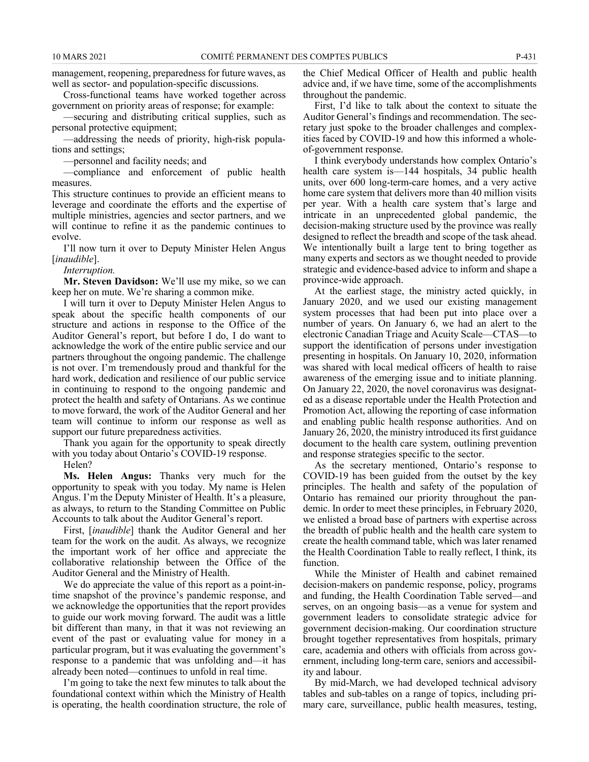management, reopening, preparedness for future waves, as well as sector- and population-specific discussions.

Cross-functional teams have worked together across government on priority areas of response; for example:

—securing and distributing critical supplies, such as personal protective equipment;

—addressing the needs of priority, high-risk populations and settings;

—personnel and facility needs; and

—compliance and enforcement of public health measures.

This structure continues to provide an efficient means to leverage and coordinate the efforts and the expertise of multiple ministries, agencies and sector partners, and we will continue to refine it as the pandemic continues to evolve.

I'll now turn it over to Deputy Minister Helen Angus [*inaudible*].

*Interruption.*

**Mr. Steven Davidson:** We'll use my mike, so we can keep her on mute. We're sharing a common mike.

I will turn it over to Deputy Minister Helen Angus to speak about the specific health components of our structure and actions in response to the Office of the Auditor General's report, but before I do, I do want to acknowledge the work of the entire public service and our partners throughout the ongoing pandemic. The challenge is not over. I'm tremendously proud and thankful for the hard work, dedication and resilience of our public service in continuing to respond to the ongoing pandemic and protect the health and safety of Ontarians. As we continue to move forward, the work of the Auditor General and her team will continue to inform our response as well as support our future preparedness activities.

Thank you again for the opportunity to speak directly with you today about Ontario's COVID-19 response.

Helen?

**Ms. Helen Angus:** Thanks very much for the opportunity to speak with you today. My name is Helen Angus. I'm the Deputy Minister of Health. It's a pleasure, as always, to return to the Standing Committee on Public Accounts to talk about the Auditor General's report.

First, [*inaudible*] thank the Auditor General and her team for the work on the audit. As always, we recognize the important work of her office and appreciate the collaborative relationship between the Office of the Auditor General and the Ministry of Health.

We do appreciate the value of this report as a point-in-time snapshot of the province's pandemic response, and we acknowledge the opportunities that the report provides to guide our work moving forward. The audit was a little bit different than many, in that it was not reviewing an event of the past or evaluating value for money in a particular program, but it was evaluating the government's response to a pandemic that was unfolding and—it has already been noted—continues to unfold in real time.

I'm going to take the next few minutes to talk about the foundational context within which the Ministry of Health is operating, the health coordination structure, the role of the Chief Medical Officer of Health and public health advice and, if we have time, some of the accomplishments throughout the pandemic.

First, I'd like to talk about the context to situate the Auditor General's findings and recommendation. The secretary just spoke to the broader challenges and complexities faced by COVID-19 and how this informed a whole-of-government response.

I think everybody understands how complex Ontario's health care system is—144 hospitals, 34 public health units, over 600 long-term-care homes, and a very active home care system that delivers more than 40 million visits per year. With a health care system that's large and intricate in an unprecedented global pandemic, the decision-making structure used by the province was really designed to reflect the breadth and scope of the task ahead. We intentionally built a large tent to bring together as many experts and sectors as we thought needed to provide strategic and evidence-based advice to inform and shape a province-wide approach.

At the earliest stage, the ministry acted quickly, in January 2020, and we used our existing management system processes that had been put into place over a number of years. On January 6, we had an alert to the electronic Canadian Triage and Acuity Scale—CTAS—to support the identification of persons under investigation presenting in hospitals. On January 10, 2020, information was shared with local medical officers of health to raise awareness of the emerging issue and to initiate planning. On January 22, 2020, the novel coronavirus was designated as a disease reportable under the Health Protection and Promotion Act, allowing the reporting of case information and enabling public health response authorities. And on January 26, 2020, the ministry introduced its first guidance document to the health care system, outlining prevention and response strategies specific to the sector.

As the secretary mentioned, Ontario's response to COVID-19 has been guided from the outset by the key principles. The health and safety of the population of Ontario has remained our priority throughout the pandemic. In order to meet these principles, in February 2020, we enlisted a broad base of partners with expertise across the breadth of public health and the health care system to create the health command table, which was later renamed the Health Coordination Table to really reflect, I think, its function.

While the Minister of Health and cabinet remained decision-makers on pandemic response, policy, programs and funding, the Health Coordination Table served—and serves, on an ongoing basis—as a venue for system and government leaders to consolidate strategic advice for government decision-making. Our coordination structure brought together representatives from hospitals, primary care, academia and others with officials from across government, including long-term care, seniors and accessibility and labour.

By mid-March, we had developed technical advisory tables and sub-tables on a range of topics, including primary care, surveillance, public health measures, testing,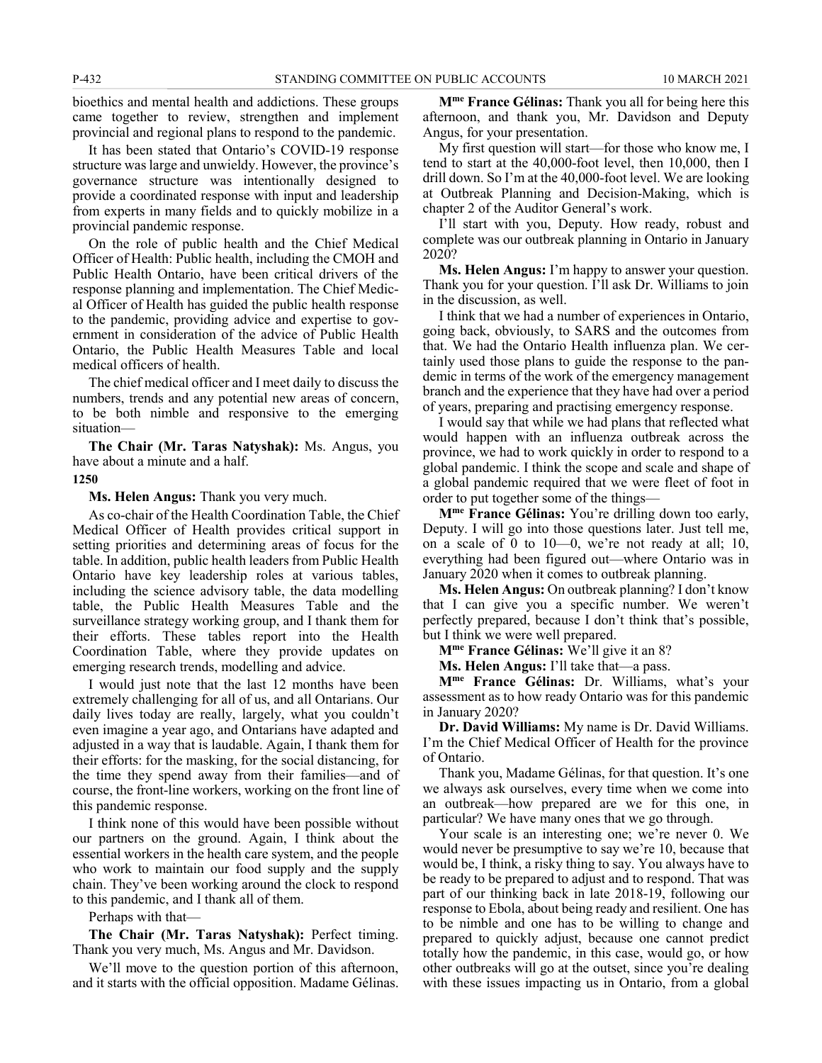bioethics and mental health and addictions. These groups came together to review, strengthen and implement provincial and regional plans to respond to the pandemic.

It has been stated that Ontario's COVID-19 response structure was large and unwieldy. However, the province's governance structure was intentionally designed to provide a coordinated response with input and leadership from experts in many fields and to quickly mobilize in a provincial pandemic response.

On the role of public health and the Chief Medical Officer of Health: Public health, including the CMOH and Public Health Ontario, have been critical drivers of the response planning and implementation. The Chief Medical Officer of Health has guided the public health response to the pandemic, providing advice and expertise to government in consideration of the advice of Public Health Ontario, the Public Health Measures Table and local medical officers of health.

The chief medical officer and I meet daily to discuss the numbers, trends and any potential new areas of concern, to be both nimble and responsive to the emerging situation—

**The Chair (Mr. Taras Natyshak):** Ms. Angus, you have about a minute and a half.

**1250**

**Ms. Helen Angus:** Thank you very much.

As co-chair of the Health Coordination Table, the Chief Medical Officer of Health provides critical support in setting priorities and determining areas of focus for the table. In addition, public health leaders from Public Health Ontario have key leadership roles at various tables, including the science advisory table, the data modelling table, the Public Health Measures Table and the surveillance strategy working group, and I thank them for their efforts. These tables report into the Health Coordination Table, where they provide updates on emerging research trends, modelling and advice.

I would just note that the last 12 months have been extremely challenging for all of us, and all Ontarians. Our daily lives today are really, largely, what you couldn't even imagine a year ago, and Ontarians have adapted and adjusted in a way that is laudable. Again, I thank them for their efforts: for the masking, for the social distancing, for the time they spend away from their families—and of course, the front-line workers, working on the front line of this pandemic response.

I think none of this would have been possible without our partners on the ground. Again, I think about the essential workers in the health care system, and the people who work to maintain our food supply and the supply chain. They've been working around the clock to respond to this pandemic, and I thank all of them.

Perhaps with that—

**The Chair (Mr. Taras Natyshak):** Perfect timing. Thank you very much, Ms. Angus and Mr. Davidson.

We'll move to the question portion of this afternoon, and it starts with the official opposition. Madame Gélinas.

**Mme France Gélinas:** Thank you all for being here this afternoon, and thank you, Mr. Davidson and Deputy Angus, for your presentation.

My first question will start—for those who know me, I tend to start at the 40,000-foot level, then 10,000, then I drill down. So I'm at the 40,000-foot level. We are looking at Outbreak Planning and Decision-Making, which is chapter 2 of the Auditor General's work.

I'll start with you, Deputy. How ready, robust and complete was our outbreak planning in Ontario in January 2020?

**Ms. Helen Angus:** I'm happy to answer your question. Thank you for your question. I'll ask Dr. Williams to join in the discussion, as well.

I think that we had a number of experiences in Ontario, going back, obviously, to SARS and the outcomes from that. We had the Ontario Health influenza plan. We certainly used those plans to guide the response to the pandemic in terms of the work of the emergency management branch and the experience that they have had over a period of years, preparing and practising emergency response.

I would say that while we had plans that reflected what would happen with an influenza outbreak across the province, we had to work quickly in order to respond to a global pandemic. I think the scope and scale and shape of a global pandemic required that we were fleet of foot in order to put together some of the things—

**Mme France Gélinas:** You're drilling down too early, Deputy. I will go into those questions later. Just tell me, on a scale of 0 to 10—0, we're not ready at all; 10, everything had been figured out—where Ontario was in January 2020 when it comes to outbreak planning.

**Ms. Helen Angus:** On outbreak planning? I don't know that I can give you a specific number. We weren't perfectly prepared, because I don't think that's possible, but I think we were well prepared.

**Mme France Gélinas:** We'll give it an 8?

**Ms. Helen Angus:** I'll take that—a pass.

**Mme France Gélinas:** Dr. Williams, what's your assessment as to how ready Ontario was for this pandemic in January 2020?

**Dr. David Williams:** My name is Dr. David Williams. I'm the Chief Medical Officer of Health for the province of Ontario.

Thank you, Madame Gélinas, for that question. It's one we always ask ourselves, every time when we come into an outbreak—how prepared are we for this one, in particular? We have many ones that we go through.

Your scale is an interesting one; we're never 0. We would never be presumptive to say we're 10, because that would be, I think, a risky thing to say. You always have to be ready to be prepared to adjust and to respond. That was part of our thinking back in late 2018-19, following our response to Ebola, about being ready and resilient. One has to be nimble and one has to be willing to change and prepared to quickly adjust, because one cannot predict totally how the pandemic, in this case, would go, or how other outbreaks will go at the outset, since you're dealing with these issues impacting us in Ontario, from a global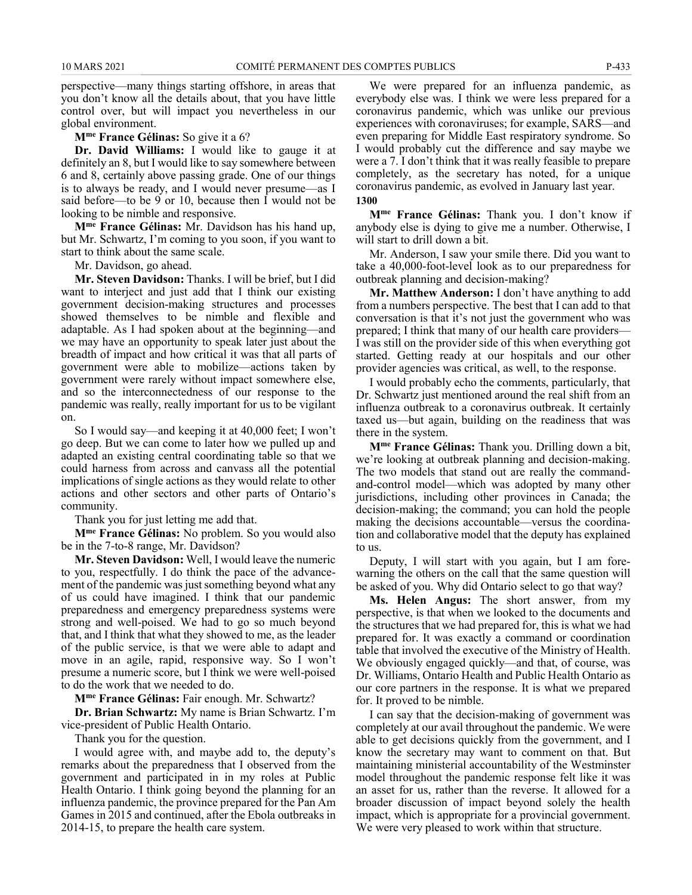perspective—many things starting offshore, in areas that you don't know all the details about, that you have little control over, but will impact you nevertheless in our global environment.

**Mme France Gélinas:** So give it a 6?

**Dr. David Williams:** I would like to gauge it at definitely an 8, but I would like to say somewhere between 6 and 8, certainly above passing grade. One of our things is to always be ready, and I would never presume—as I said before—to be 9 or 10, because then I would not be looking to be nimble and responsive.

**Mme France Gélinas:** Mr. Davidson has his hand up, but Mr. Schwartz, I'm coming to you soon, if you want to start to think about the same scale.

Mr. Davidson, go ahead.

**Mr. Steven Davidson:** Thanks. I will be brief, but I did want to interject and just add that I think our existing government decision-making structures and processes showed themselves to be nimble and flexible and adaptable. As I had spoken about at the beginning—and we may have an opportunity to speak later just about the breadth of impact and how critical it was that all parts of government were able to mobilize—actions taken by government were rarely without impact somewhere else, and so the interconnectedness of our response to the pandemic was really, really important for us to be vigilant on.

So I would say—and keeping it at 40,000 feet; I won't go deep. But we can come to later how we pulled up and adapted an existing central coordinating table so that we could harness from across and canvass all the potential implications of single actions as they would relate to other actions and other sectors and other parts of Ontario's community.

Thank you for just letting me add that.

**Mme France Gélinas:** No problem. So you would also be in the 7-to-8 range, Mr. Davidson?

**Mr. Steven Davidson:** Well, I would leave the numeric to you, respectfully. I do think the pace of the advancement of the pandemic was just something beyond what any of us could have imagined. I think that our pandemic preparedness and emergency preparedness systems were strong and well-poised. We had to go so much beyond that, and I think that what they showed to me, as the leader of the public service, is that we were able to adapt and move in an agile, rapid, responsive way. So I won't presume a numeric score, but I think we were well-poised to do the work that we needed to do.

**Mme France Gélinas:** Fair enough. Mr. Schwartz?

**Dr. Brian Schwartz:** My name is Brian Schwartz. I'm vice-president of Public Health Ontario.

Thank you for the question.

I would agree with, and maybe add to, the deputy's remarks about the preparedness that I observed from the government and participated in in my roles at Public Health Ontario. I think going beyond the planning for an influenza pandemic, the province prepared for the Pan Am Games in 2015 and continued, after the Ebola outbreaks in 2014-15, to prepare the health care system.

We were prepared for an influenza pandemic, as everybody else was. I think we were less prepared for a coronavirus pandemic, which was unlike our previous experiences with coronaviruses; for example, SARS—and even preparing for Middle East respiratory syndrome. So I would probably cut the difference and say maybe we were a 7. I don't think that it was really feasible to prepare completely, as the secretary has noted, for a unique coronavirus pandemic, as evolved in January last year.

**1300**

**Mme France Gélinas:** Thank you. I don't know if anybody else is dying to give me a number. Otherwise, I will start to drill down a bit.

Mr. Anderson, I saw your smile there. Did you want to take a 40,000-foot-level look as to our preparedness for outbreak planning and decision-making?

**Mr. Matthew Anderson:** I don't have anything to add from a numbers perspective. The best that I can add to that conversation is that it's not just the government who was prepared; I think that many of our health care providers—I was still on the provider side of this when everything got started. Getting ready at our hospitals and our other provider agencies was critical, as well, to the response.

I would probably echo the comments, particularly, that Dr. Schwartz just mentioned around the real shift from an influenza outbreak to a coronavirus outbreak. It certainly taxed us—but again, building on the readiness that was there in the system.

**Mme France Gélinas:** Thank you. Drilling down a bit, we're looking at outbreak planning and decision-making. The two models that stand out are really the command-and-control model—which was adopted by many other jurisdictions, including other provinces in Canada; the decision-making; the command; you can hold the people making the decisions accountable—versus the coordination and collaborative model that the deputy has explained to us.

Deputy, I will start with you again, but I am forewarning the others on the call that the same question will be asked of you. Why did Ontario select to go that way?

**Ms. Helen Angus:** The short answer, from my perspective, is that when we looked to the documents and the structures that we had prepared for, this is what we had prepared for. It was exactly a command or coordination table that involved the executive of the Ministry of Health. We obviously engaged quickly—and that, of course, was Dr. Williams, Ontario Health and Public Health Ontario as our core partners in the response. It is what we prepared for. It proved to be nimble.

I can say that the decision-making of government was completely at our avail throughout the pandemic. We were able to get decisions quickly from the government, and I know the secretary may want to comment on that. But maintaining ministerial accountability of the Westminster model throughout the pandemic response felt like it was an asset for us, rather than the reverse. It allowed for a broader discussion of impact beyond solely the health impact, which is appropriate for a provincial government. We were very pleased to work within that structure.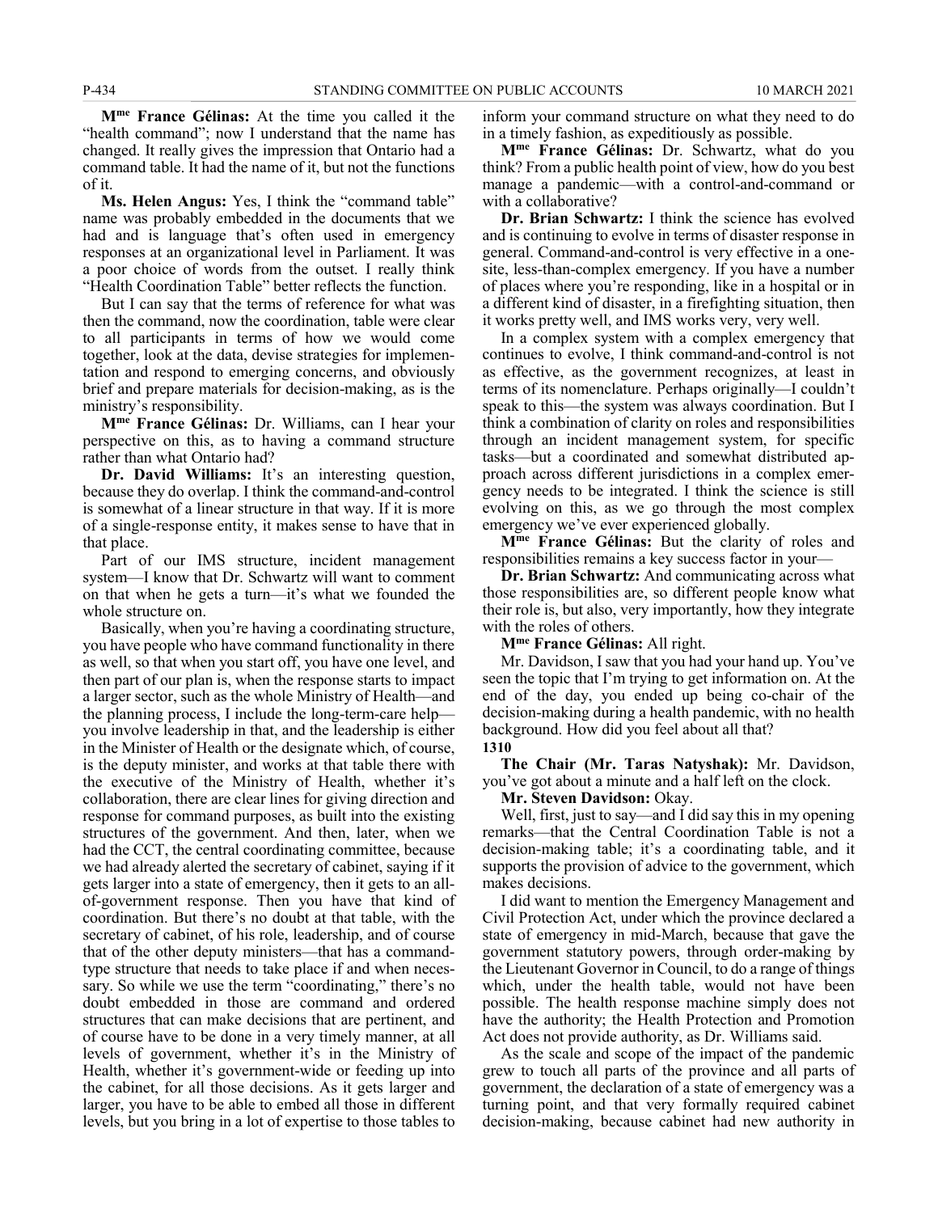**M^me France Gélinas:** At the time you called it the "health command"; now I understand that the name has changed. It really gives the impression that Ontario had a command table. It had the name of it, but not the functions of it.

**Ms. Helen Angus:** Yes, I think the "command table" name was probably embedded in the documents that we had and is language that's often used in emergency responses at an organizational level in Parliament. It was a poor choice of words from the outset. I really think "Health Coordination Table" better reflects the function.

But I can say that the terms of reference for what was then the command, now the coordination, table were clear to all participants in terms of how we would come together, look at the data, devise strategies for implementation and respond to emerging concerns, and obviously brief and prepare materials for decision-making, as is the ministry's responsibility.

**M^me France Gélinas:** Dr. Williams, can I hear your perspective on this, as to having a command structure rather than what Ontario had?

**Dr. David Williams:** It's an interesting question, because they do overlap. I think the command-and-control is somewhat of a linear structure in that way. If it is more of a single-response entity, it makes sense to have that in that place.

Part of our IMS structure, incident management system—I know that Dr. Schwartz will want to comment on that when he gets a turn—it's what we founded the whole structure on.

Basically, when you're having a coordinating structure, you have people who have command functionality in there as well, so that when you start off, you have one level, and then part of our plan is, when the response starts to impact a larger sector, such as the whole Ministry of Health—and the planning process, I include the long-term-care help—you involve leadership in that, and the leadership is either in the Minister of Health or the designate which, of course, is the deputy minister, and works at that table there with the executive of the Ministry of Health, whether it's collaboration, there are clear lines for giving direction and response for command purposes, as built into the existing structures of the government. And then, later, when we had the CCT, the central coordinating committee, because we had already alerted the secretary of cabinet, saying if it gets larger into a state of emergency, then it gets to an all-of-government response. Then you have that kind of coordination. But there's no doubt at that table, with the secretary of cabinet, of his role, leadership, and of course that of the other deputy ministers—that has a command-type structure that needs to take place if and when necessary. So while we use the term "coordinating," there's no doubt embedded in those are command and ordered structures that can make decisions that are pertinent, and of course have to be done in a very timely manner, at all levels of government, whether it's in the Ministry of Health, whether it's government-wide or feeding up into the cabinet, for all those decisions. As it gets larger and larger, you have to be able to embed all those in different levels, but you bring in a lot of expertise to those tables to inform your command structure on what they need to do in a timely fashion, as expeditiously as possible.

**M^me France Gélinas:** Dr. Schwartz, what do you think? From a public health point of view, how do you best manage a pandemic—with a control-and-command or with a collaborative?

**Dr. Brian Schwartz:** I think the science has evolved and is continuing to evolve in terms of disaster response in general. Command-and-control is very effective in a one-site, less-than-complex emergency. If you have a number of places where you're responding, like in a hospital or in a different kind of disaster, in a firefighting situation, then it works pretty well, and IMS works very, very well.

In a complex system with a complex emergency that continues to evolve, I think command-and-control is not as effective, as the government recognizes, at least in terms of its nomenclature. Perhaps originally—I couldn't speak to this—the system was always coordination. But I think a combination of clarity on roles and responsibilities through an incident management system, for specific tasks—but a coordinated and somewhat distributed approach across different jurisdictions in a complex emergency needs to be integrated. I think the science is still evolving on this, as we go through the most complex emergency we've ever experienced globally.

**M^me France Gélinas:** But the clarity of roles and responsibilities remains a key success factor in your—

**Dr. Brian Schwartz:** And communicating across what those responsibilities are, so different people know what their role is, but also, very importantly, how they integrate with the roles of others.

**M^me France Gélinas:** All right.

Mr. Davidson, I saw that you had your hand up. You've seen the topic that I'm trying to get information on. At the end of the day, you ended up being co-chair of the decision-making during a health pandemic, with no health background. How did you feel about all that?

**1310**

**The Chair (Mr. Taras Natyshak):** Mr. Davidson, you've got about a minute and a half left on the clock.

**Mr. Steven Davidson:** Okay.

Well, first, just to say—and I did say this in my opening remarks—that the Central Coordination Table is not a decision-making table; it's a coordinating table, and it supports the provision of advice to the government, which makes decisions.

I did want to mention the Emergency Management and Civil Protection Act, under which the province declared a state of emergency in mid-March, because that gave the government statutory powers, through order-making by the Lieutenant Governor in Council, to do a range of things which, under the health table, would not have been possible. The health response machine simply does not have the authority; the Health Protection and Promotion Act does not provide authority, as Dr. Williams said.

As the scale and scope of the impact of the pandemic grew to touch all parts of the province and all parts of government, the declaration of a state of emergency was a turning point, and that very formally required cabinet decision-making, because cabinet had new authority in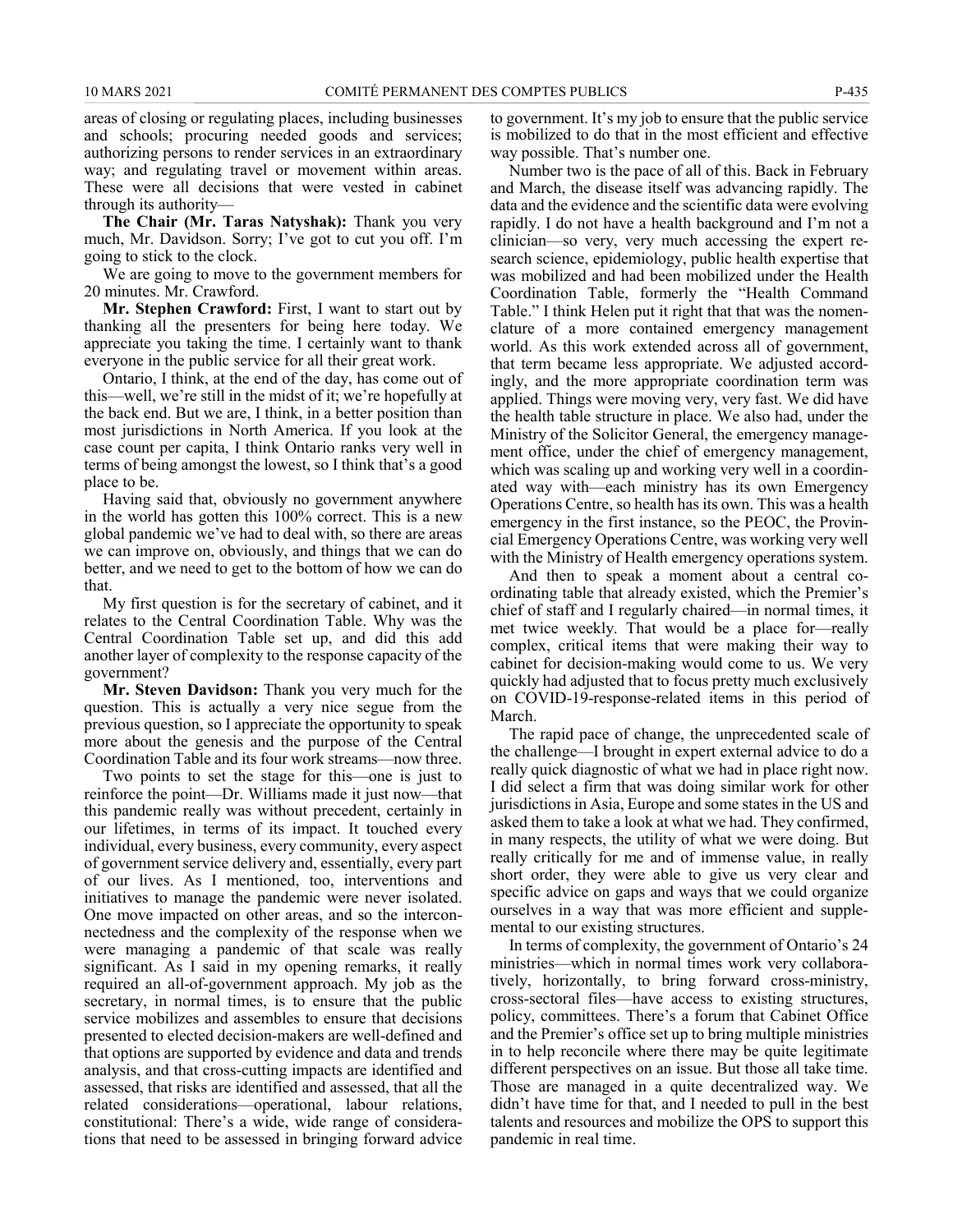areas of closing or regulating places, including businesses and schools; procuring needed goods and services; authorizing persons to render services in an extraordinary way; and regulating travel or movement within areas. These were all decisions that were vested in cabinet through its authority—

**The Chair (Mr. Taras Natyshak):** Thank you very much, Mr. Davidson. Sorry; I've got to cut you off. I'm going to stick to the clock.

We are going to move to the government members for 20 minutes. Mr. Crawford.

**Mr. Stephen Crawford:** First, I want to start out by thanking all the presenters for being here today. We appreciate you taking the time. I certainly want to thank everyone in the public service for all their great work.

Ontario, I think, at the end of the day, has come out of this—well, we're still in the midst of it; we're hopefully at the back end. But we are, I think, in a better position than most jurisdictions in North America. If you look at the case count per capita, I think Ontario ranks very well in terms of being amongst the lowest, so I think that's a good place to be.

Having said that, obviously no government anywhere in the world has gotten this 100% correct. This is a new global pandemic we've had to deal with, so there are areas we can improve on, obviously, and things that we can do better, and we need to get to the bottom of how we can do that.

My first question is for the secretary of cabinet, and it relates to the Central Coordination Table. Why was the Central Coordination Table set up, and did this add another layer of complexity to the response capacity of the government?

**Mr. Steven Davidson:** Thank you very much for the question. This is actually a very nice segue from the previous question, so I appreciate the opportunity to speak more about the genesis and the purpose of the Central Coordination Table and its four work streams—now three.

Two points to set the stage for this—one is just to reinforce the point—Dr. Williams made it just now—that this pandemic really was without precedent, certainly in our lifetimes, in terms of its impact. It touched every individual, every business, every community, every aspect of government service delivery and, essentially, every part of our lives. As I mentioned, too, interventions and initiatives to manage the pandemic were never isolated. One move impacted on other areas, and so the interconnectedness and the complexity of the response when we were managing a pandemic of that scale was really significant. As I said in my opening remarks, it really required an all-of-government approach. My job as the secretary, in normal times, is to ensure that the public service mobilizes and assembles to ensure that decisions presented to elected decision-makers are well-defined and that options are supported by evidence and data and trends analysis, and that cross-cutting impacts are identified and assessed, that risks are identified and assessed, that all the related considerations—operational, labour relations, constitutional: There's a wide, wide range of considerations that need to be assessed in bringing forward advice to government. It's my job to ensure that the public service is mobilized to do that in the most efficient and effective way possible. That's number one.

Number two is the pace of all of this. Back in February and March, the disease itself was advancing rapidly. The data and the evidence and the scientific data were evolving rapidly. I do not have a health background and I'm not a clinician—so very, very much accessing the expert research science, epidemiology, public health expertise that was mobilized and had been mobilized under the Health Coordination Table, formerly the "Health Command Table." I think Helen put it right that that was the nomenclature of a more contained emergency management world. As this work extended across all of government, that term became less appropriate. We adjusted accordingly, and the more appropriate coordination term was applied. Things were moving very, very fast. We did have the health table structure in place. We also had, under the Ministry of the Solicitor General, the emergency management office, under the chief of emergency management, which was scaling up and working very well in a coordinated way with—each ministry has its own Emergency Operations Centre, so health has its own. This was a health emergency in the first instance, so the PEOC, the Provincial Emergency Operations Centre, was working very well with the Ministry of Health emergency operations system.

And then to speak a moment about a central coordinating table that already existed, which the Premier's chief of staff and I regularly chaired—in normal times, it met twice weekly. That would be a place for—really complex, critical items that were making their way to cabinet for decision-making would come to us. We very quickly had adjusted that to focus pretty much exclusively on COVID-19-response-related items in this period of March.

The rapid pace of change, the unprecedented scale of the challenge—I brought in expert external advice to do a really quick diagnostic of what we had in place right now. I did select a firm that was doing similar work for other jurisdictions in Asia, Europe and some states in the US and asked them to take a look at what we had. They confirmed, in many respects, the utility of what we were doing. But really critically for me and of immense value, in really short order, they were able to give us very clear and specific advice on gaps and ways that we could organize ourselves in a way that was more efficient and supplemental to our existing structures.

In terms of complexity, the government of Ontario's 24 ministries—which in normal times work very collaboratively, horizontally, to bring forward cross-ministry, cross-sectoral files—have access to existing structures, policy, committees. There's a forum that Cabinet Office and the Premier's office set up to bring multiple ministries in to help reconcile where there may be quite legitimate different perspectives on an issue. But those all take time. Those are managed in a quite decentralized way. We didn't have time for that, and I needed to pull in the best talents and resources and mobilize the OPS to support this pandemic in real time.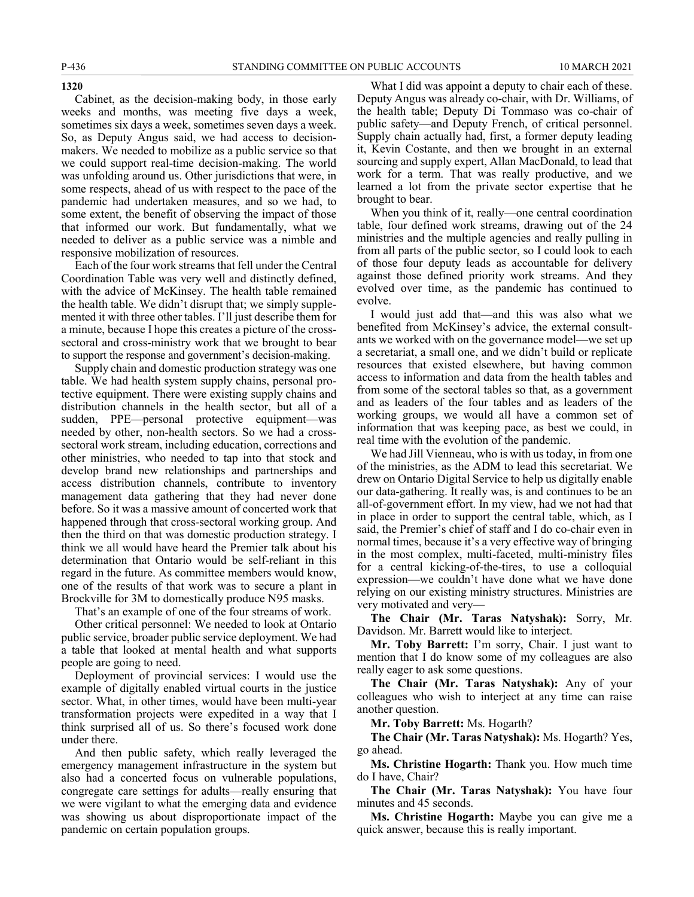1320

Cabinet, as the decision-making body, in those early weeks and months, was meeting five days a week, sometimes six days a week, sometimes seven days a week. So, as Deputy Angus said, we had access to decision-makers. We needed to mobilize as a public service so that we could support real-time decision-making. The world was unfolding around us. Other jurisdictions that were, in some respects, ahead of us with respect to the pace of the pandemic had undertaken measures, and so we had, to some extent, the benefit of observing the impact of those that informed our work. But fundamentally, what we needed to deliver as a public service was a nimble and responsive mobilization of resources.

Each of the four work streams that fell under the Central Coordination Table was very well and distinctly defined, with the advice of McKinsey. The health table remained the health table. We didn't disrupt that; we simply supplemented it with three other tables. I'll just describe them for a minute, because I hope this creates a picture of the cross-sectoral and cross-ministry work that we brought to bear to support the response and government's decision-making.

Supply chain and domestic production strategy was one table. We had health system supply chains, personal protective equipment. There were existing supply chains and distribution channels in the health sector, but all of a sudden, PPE—personal protective equipment—was needed by other, non-health sectors. So we had a cross-sectoral work stream, including education, corrections and other ministries, who needed to tap into that stock and develop brand new relationships and partnerships and access distribution channels, contribute to inventory management data gathering that they had never done before. So it was a massive amount of concerted work that happened through that cross-sectoral working group. And then the third on that was domestic production strategy. I think we all would have heard the Premier talk about his determination that Ontario would be self-reliant in this regard in the future. As committee members would know, one of the results of that work was to secure a plant in Brockville for 3M to domestically produce N95 masks.

That's an example of one of the four streams of work.

Other critical personnel: We needed to look at Ontario public service, broader public service deployment. We had a table that looked at mental health and what supports people are going to need.

Deployment of provincial services: I would use the example of digitally enabled virtual courts in the justice sector. What, in other times, would have been multi-year transformation projects were expedited in a way that I think surprised all of us. So there's focused work done under there.

And then public safety, which really leveraged the emergency management infrastructure in the system but also had a concerted focus on vulnerable populations, congregate care settings for adults—really ensuring that we were vigilant to what the emerging data and evidence was showing us about disproportionate impact of the pandemic on certain population groups.

What I did was appoint a deputy to chair each of these. Deputy Angus was already co-chair, with Dr. Williams, of the health table; Deputy Di Tommaso was co-chair of public safety—and Deputy French, of critical personnel. Supply chain actually had, first, a former deputy leading it, Kevin Costante, and then we brought in an external sourcing and supply expert, Allan MacDonald, to lead that work for a term. That was really productive, and we learned a lot from the private sector expertise that he brought to bear.

When you think of it, really—one central coordination table, four defined work streams, drawing out of the 24 ministries and the multiple agencies and really pulling in from all parts of the public sector, so I could look to each of those four deputy leads as accountable for delivery against those defined priority work streams. And they evolved over time, as the pandemic has continued to evolve.

I would just add that—and this was also what we benefited from McKinsey's advice, the external consultants we worked with on the governance model—we set up a secretariat, a small one, and we didn't build or replicate resources that existed elsewhere, but having common access to information and data from the health tables and from some of the sectoral tables so that, as a government and as leaders of the four tables and as leaders of the working groups, we would all have a common set of information that was keeping pace, as best we could, in real time with the evolution of the pandemic.

We had Jill Vienneau, who is with us today, in from one of the ministries, as the ADM to lead this secretariat. We drew on Ontario Digital Service to help us digitally enable our data-gathering. It really was, is and continues to be an all-of-government effort. In my view, had we not had that in place in order to support the central table, which, as I said, the Premier's chief of staff and I do co-chair even in normal times, because it's a very effective way of bringing in the most complex, multi-faceted, multi-ministry files for a central kicking-of-the-tires, to use a colloquial expression—we couldn't have done what we have done relying on our existing ministry structures. Ministries are very motivated and very—

**The Chair (Mr. Taras Natyshak):** Sorry, Mr. Davidson. Mr. Barrett would like to interject.

**Mr. Toby Barrett:** I'm sorry, Chair. I just want to mention that I do know some of my colleagues are also really eager to ask some questions.

**The Chair (Mr. Taras Natyshak):** Any of your colleagues who wish to interject at any time can raise another question.

**Mr. Toby Barrett:** Ms. Hogarth?

**The Chair (Mr. Taras Natyshak):** Ms. Hogarth? Yes, go ahead.

**Ms. Christine Hogarth:** Thank you. How much time do I have, Chair?

**The Chair (Mr. Taras Natyshak):** You have four minutes and 45 seconds.

**Ms. Christine Hogarth:** Maybe you can give me a quick answer, because this is really important.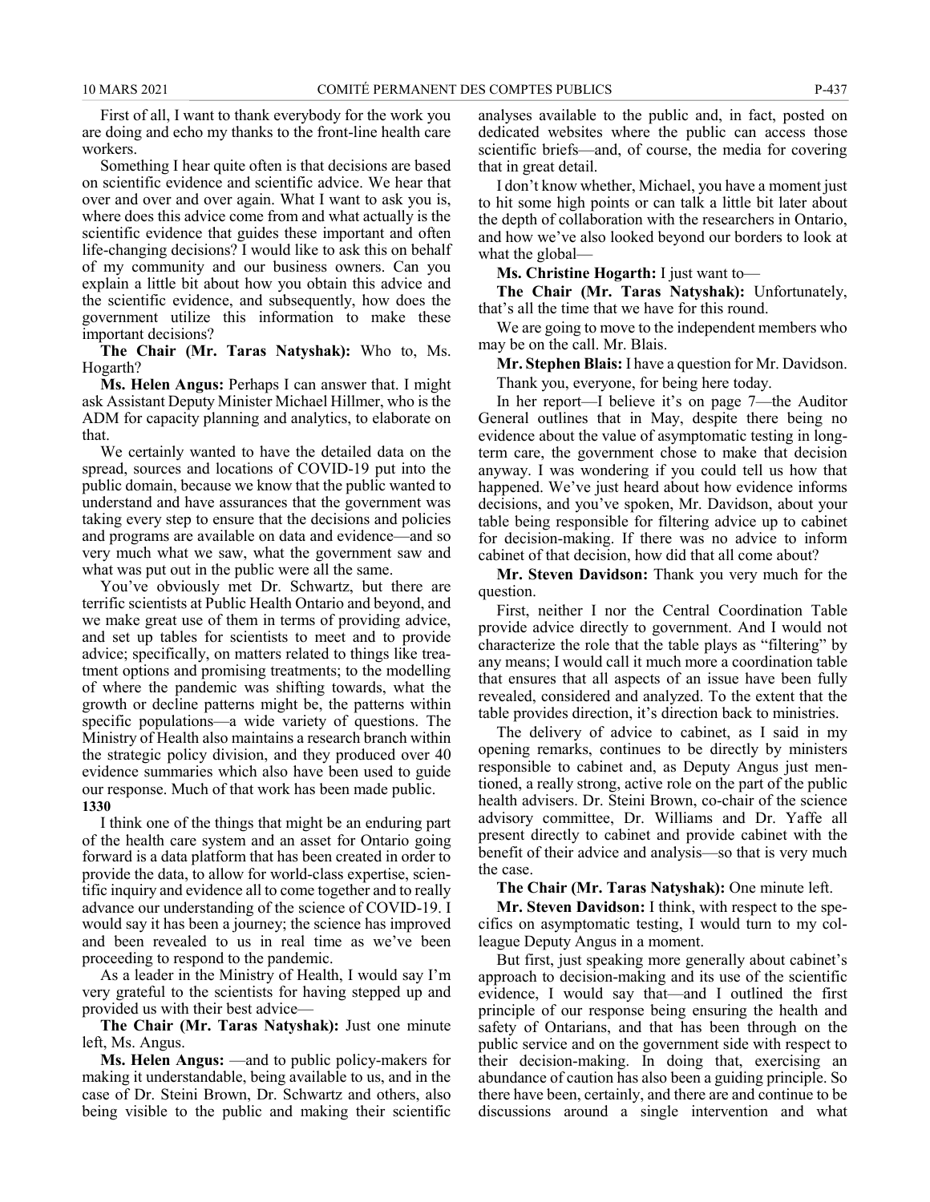First of all, I want to thank everybody for the work you are doing and echo my thanks to the front-line health care workers.

Something I hear quite often is that decisions are based on scientific evidence and scientific advice. We hear that over and over and over again. What I want to ask you is, where does this advice come from and what actually is the scientific evidence that guides these important and often life-changing decisions? I would like to ask this on behalf of my community and our business owners. Can you explain a little bit about how you obtain this advice and the scientific evidence, and subsequently, how does the government utilize this information to make these important decisions?

**The Chair (Mr. Taras Natyshak):** Who to, Ms. Hogarth?

**Ms. Helen Angus:** Perhaps I can answer that. I might ask Assistant Deputy Minister Michael Hillmer, who is the ADM for capacity planning and analytics, to elaborate on that.

We certainly wanted to have the detailed data on the spread, sources and locations of COVID-19 put into the public domain, because we know that the public wanted to understand and have assurances that the government was taking every step to ensure that the decisions and policies and programs are available on data and evidence—and so very much what we saw, what the government saw and what was put out in the public were all the same.

You've obviously met Dr. Schwartz, but there are terrific scientists at Public Health Ontario and beyond, and we make great use of them in terms of providing advice, and set up tables for scientists to meet and to provide advice; specifically, on matters related to things like treatment options and promising treatments; to the modelling of where the pandemic was shifting towards, what the growth or decline patterns might be, the patterns within specific populations—a wide variety of questions. The Ministry of Health also maintains a research branch within the strategic policy division, and they produced over 40 evidence summaries which also have been used to guide our response. Much of that work has been made public.

**1330**

I think one of the things that might be an enduring part of the health care system and an asset for Ontario going forward is a data platform that has been created in order to provide the data, to allow for world-class expertise, scientific inquiry and evidence all to come together and to really advance our understanding of the science of COVID-19. I would say it has been a journey; the science has improved and been revealed to us in real time as we've been proceeding to respond to the pandemic.

As a leader in the Ministry of Health, I would say I'm very grateful to the scientists for having stepped up and provided us with their best advice—

**The Chair (Mr. Taras Natyshak):** Just one minute left, Ms. Angus.

**Ms. Helen Angus:** —and to public policy-makers for making it understandable, being available to us, and in the case of Dr. Steini Brown, Dr. Schwartz and others, also being visible to the public and making their scientific analyses available to the public and, in fact, posted on dedicated websites where the public can access those scientific briefs—and, of course, the media for covering that in great detail.

I don't know whether, Michael, you have a moment just to hit some high points or can talk a little bit later about the depth of collaboration with the researchers in Ontario, and how we've also looked beyond our borders to look at what the global—

**Ms. Christine Hogarth:** I just want to—

**The Chair (Mr. Taras Natyshak):** Unfortunately, that's all the time that we have for this round.

We are going to move to the independent members who may be on the call. Mr. Blais.

**Mr. Stephen Blais:** I have a question for Mr. Davidson.

Thank you, everyone, for being here today.

In her report—I believe it's on page 7—the Auditor General outlines that in May, despite there being no evidence about the value of asymptomatic testing in long-term care, the government chose to make that decision anyway. I was wondering if you could tell us how that happened. We've just heard about how evidence informs decisions, and you've spoken, Mr. Davidson, about your table being responsible for filtering advice up to cabinet for decision-making. If there was no advice to inform cabinet of that decision, how did that all come about?

**Mr. Steven Davidson:** Thank you very much for the question.

First, neither I nor the Central Coordination Table provide advice directly to government. And I would not characterize the role that the table plays as "filtering" by any means; I would call it much more a coordination table that ensures that all aspects of an issue have been fully revealed, considered and analyzed. To the extent that the table provides direction, it's direction back to ministries.

The delivery of advice to cabinet, as I said in my opening remarks, continues to be directly by ministers responsible to cabinet and, as Deputy Angus just mentioned, a really strong, active role on the part of the public health advisers. Dr. Steini Brown, co-chair of the science advisory committee, Dr. Williams and Dr. Yaffe all present directly to cabinet and provide cabinet with the benefit of their advice and analysis—so that is very much the case.

**The Chair (Mr. Taras Natyshak):** One minute left.

**Mr. Steven Davidson:** I think, with respect to the specifics on asymptomatic testing, I would turn to my colleague Deputy Angus in a moment.

But first, just speaking more generally about cabinet's approach to decision-making and its use of the scientific evidence, I would say that—and I outlined the first principle of our response being ensuring the health and safety of Ontarians, and that has been through on the public service and on the government side with respect to their decision-making. In doing that, exercising an abundance of caution has also been a guiding principle. So there have been, certainly, and there are and continue to be discussions around a single intervention and what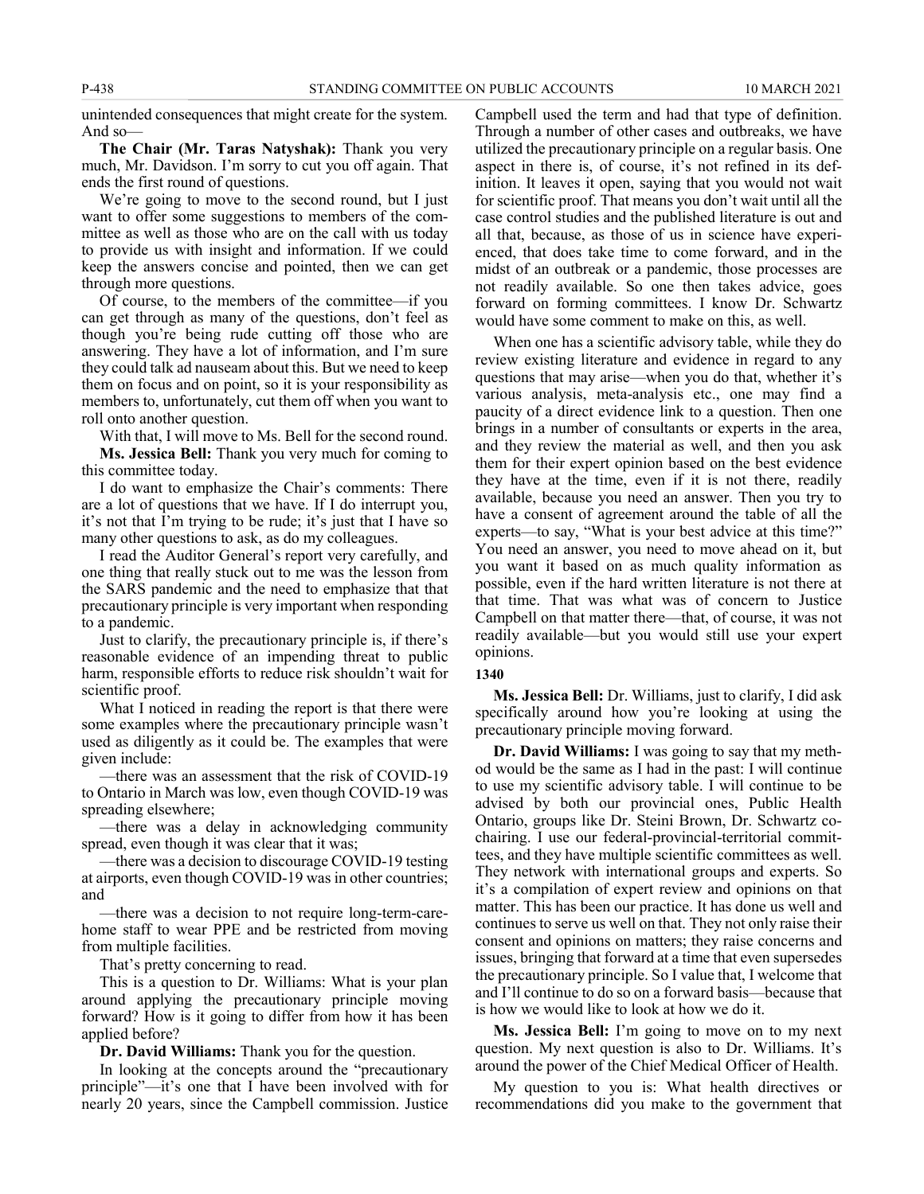unintended consequences that might create for the system. And so—

**The Chair (Mr. Taras Natyshak):** Thank you very much, Mr. Davidson. I'm sorry to cut you off again. That ends the first round of questions.

We're going to move to the second round, but I just want to offer some suggestions to members of the committee as well as those who are on the call with us today to provide us with insight and information. If we could keep the answers concise and pointed, then we can get through more questions.

Of course, to the members of the committee—if you can get through as many of the questions, don't feel as though you're being rude cutting off those who are answering. They have a lot of information, and I'm sure they could talk ad nauseam about this. But we need to keep them on focus and on point, so it is your responsibility as members to, unfortunately, cut them off when you want to roll onto another question.

With that, I will move to Ms. Bell for the second round.

**Ms. Jessica Bell:** Thank you very much for coming to this committee today.

I do want to emphasize the Chair's comments: There are a lot of questions that we have. If I do interrupt you, it's not that I'm trying to be rude; it's just that I have so many other questions to ask, as do my colleagues.

I read the Auditor General's report very carefully, and one thing that really stuck out to me was the lesson from the SARS pandemic and the need to emphasize that that precautionary principle is very important when responding to a pandemic.

Just to clarify, the precautionary principle is, if there's reasonable evidence of an impending threat to public harm, responsible efforts to reduce risk shouldn't wait for scientific proof.

What I noticed in reading the report is that there were some examples where the precautionary principle wasn't used as diligently as it could be. The examples that were given include:

—there was an assessment that the risk of COVID-19 to Ontario in March was low, even though COVID-19 was spreading elsewhere;

—there was a delay in acknowledging community spread, even though it was clear that it was;

—there was a decision to discourage COVID-19 testing at airports, even though COVID-19 was in other countries; and

—there was a decision to not require long-term-care-home staff to wear PPE and be restricted from moving from multiple facilities.

That's pretty concerning to read.

This is a question to Dr. Williams: What is your plan around applying the precautionary principle moving forward? How is it going to differ from how it has been applied before?

**Dr. David Williams:** Thank you for the question.

In looking at the concepts around the "precautionary principle"—it's one that I have been involved with for nearly 20 years, since the Campbell commission. Justice Campbell used the term and had that type of definition. Through a number of other cases and outbreaks, we have utilized the precautionary principle on a regular basis. One aspect in there is, of course, it's not refined in its definition. It leaves it open, saying that you would not wait for scientific proof. That means you don't wait until all the case control studies and the published literature is out and all that, because, as those of us in science have experienced, that does take time to come forward, and in the midst of an outbreak or a pandemic, those processes are not readily available. So one then takes advice, goes forward on forming committees. I know Dr. Schwartz would have some comment to make on this, as well.

When one has a scientific advisory table, while they do review existing literature and evidence in regard to any questions that may arise—when you do that, whether it's various analysis, meta-analysis etc., one may find a paucity of a direct evidence link to a question. Then one brings in a number of consultants or experts in the area, and they review the material as well, and then you ask them for their expert opinion based on the best evidence they have at the time, even if it is not there, readily available, because you need an answer. Then you try to have a consent of agreement around the table of all the experts—to say, "What is your best advice at this time?" You need an answer, you need to move ahead on it, but you want it based on as much quality information as possible, even if the hard written literature is not there at that time. That was what was of concern to Justice Campbell on that matter there—that, of course, it was not readily available—but you would still use your expert opinions.

**1340**

**Ms. Jessica Bell:** Dr. Williams, just to clarify, I did ask specifically around how you're looking at using the precautionary principle moving forward.

**Dr. David Williams:** I was going to say that my method would be the same as I had in the past: I will continue to use my scientific advisory table. I will continue to be advised by both our provincial ones, Public Health Ontario, groups like Dr. Steini Brown, Dr. Schwartz co-chairing. I use our federal-provincial-territorial committees, and they have multiple scientific committees as well. They network with international groups and experts. So it's a compilation of expert review and opinions on that matter. This has been our practice. It has done us well and continues to serve us well on that. They not only raise their consent and opinions on matters; they raise concerns and issues, bringing that forward at a time that even supersedes the precautionary principle. So I value that, I welcome that and I'll continue to do so on a forward basis—because that is how we would like to look at how we do it.

**Ms. Jessica Bell:** I'm going to move on to my next question. My next question is also to Dr. Williams. It's around the power of the Chief Medical Officer of Health.

My question to you is: What health directives or recommendations did you make to the government that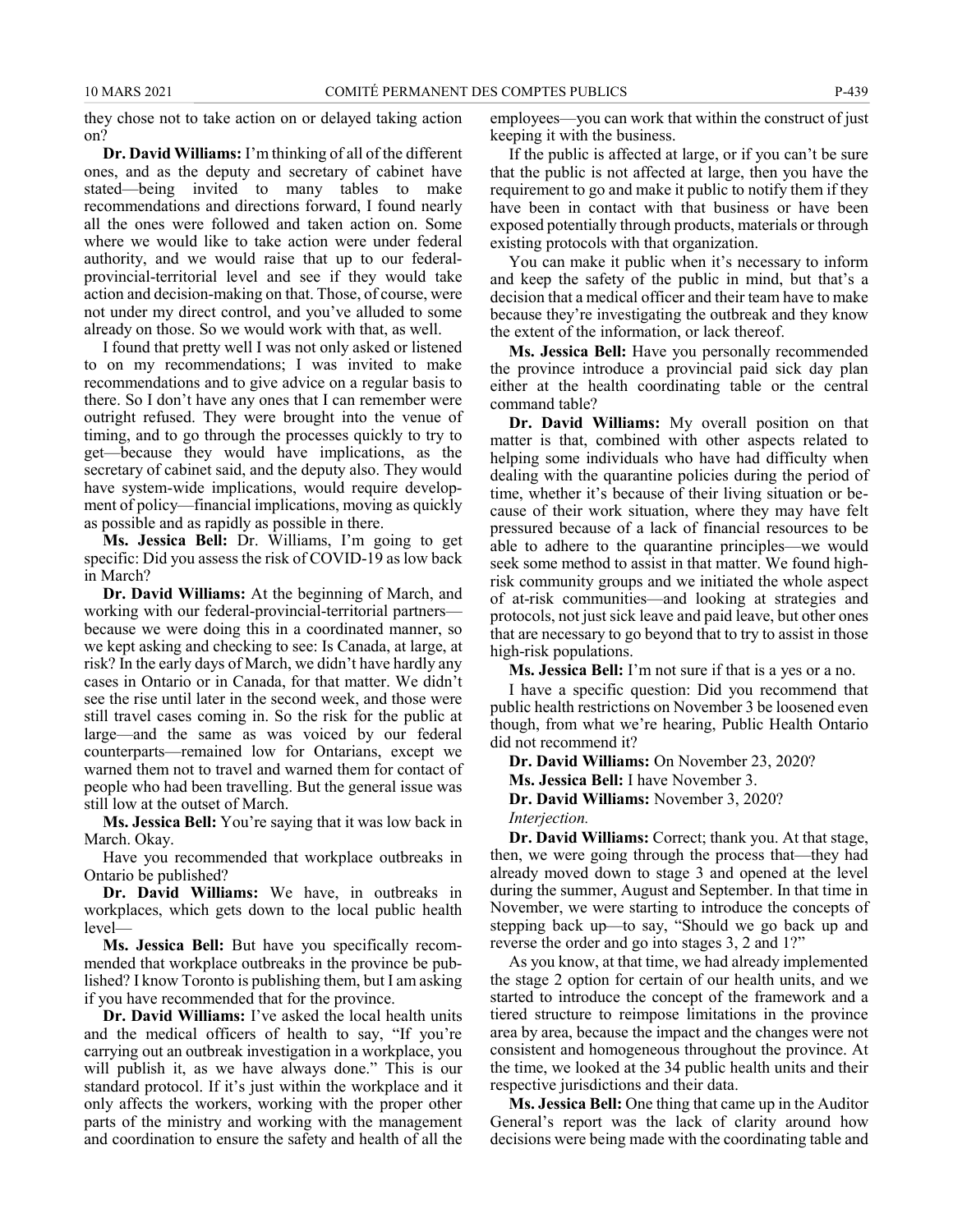they chose not to take action on or delayed taking action on?

**Dr. David Williams:** I'm thinking of all of the different ones, and as the deputy and secretary of cabinet have stated—being invited to many tables to make recommendations and directions forward, I found nearly all the ones were followed and taken action on. Some where we would like to take action were under federal authority, and we would raise that up to our federal-provincial-territorial level and see if they would take action and decision-making on that. Those, of course, were not under my direct control, and you've alluded to some already on those. So we would work with that, as well.

I found that pretty well I was not only asked or listened to on my recommendations; I was invited to make recommendations and to give advice on a regular basis to there. So I don't have any ones that I can remember were outright refused. They were brought into the venue of timing, and to go through the processes quickly to try to get—because they would have implications, as the secretary of cabinet said, and the deputy also. They would have system-wide implications, would require development of policy—financial implications, moving as quickly as possible and as rapidly as possible in there.

**Ms. Jessica Bell:** Dr. Williams, I'm going to get specific: Did you assess the risk of COVID-19 as low back in March?

**Dr. David Williams:** At the beginning of March, and working with our federal-provincial-territorial partners—because we were doing this in a coordinated manner, so we kept asking and checking to see: Is Canada, at large, at risk? In the early days of March, we didn't have hardly any cases in Ontario or in Canada, for that matter. We didn't see the rise until later in the second week, and those were still travel cases coming in. So the risk for the public at large—and the same as was voiced by our federal counterparts—remained low for Ontarians, except we warned them not to travel and warned them for contact of people who had been travelling. But the general issue was still low at the outset of March.

**Ms. Jessica Bell:** You're saying that it was low back in March. Okay.

Have you recommended that workplace outbreaks in Ontario be published?

**Dr. David Williams:** We have, in outbreaks in workplaces, which gets down to the local public health level—

**Ms. Jessica Bell:** But have you specifically recommended that workplace outbreaks in the province be published? I know Toronto is publishing them, but I am asking if you have recommended that for the province.

**Dr. David Williams:** I've asked the local health units and the medical officers of health to say, "If you're carrying out an outbreak investigation in a workplace, you will publish it, as we have always done." This is our standard protocol. If it's just within the workplace and it only affects the workers, working with the proper other parts of the ministry and working with the management and coordination to ensure the safety and health of all the employees—you can work that within the construct of just keeping it with the business.

If the public is affected at large, or if you can't be sure that the public is not affected at large, then you have the requirement to go and make it public to notify them if they have been in contact with that business or have been exposed potentially through products, materials or through existing protocols with that organization.

You can make it public when it's necessary to inform and keep the safety of the public in mind, but that's a decision that a medical officer and their team have to make because they're investigating the outbreak and they know the extent of the information, or lack thereof.

**Ms. Jessica Bell:** Have you personally recommended the province introduce a provincial paid sick day plan either at the health coordinating table or the central command table?

**Dr. David Williams:** My overall position on that matter is that, combined with other aspects related to helping some individuals who have had difficulty when dealing with the quarantine policies during the period of time, whether it's because of their living situation or because of their work situation, where they may have felt pressured because of a lack of financial resources to be able to adhere to the quarantine principles—we would seek some method to assist in that matter. We found high-risk community groups and we initiated the whole aspect of at-risk communities—and looking at strategies and protocols, not just sick leave and paid leave, but other ones that are necessary to go beyond that to try to assist in those high-risk populations.

**Ms. Jessica Bell:** I'm not sure if that is a yes or a no.

I have a specific question: Did you recommend that public health restrictions on November 3 be loosened even though, from what we're hearing, Public Health Ontario did not recommend it?

**Dr. David Williams:** On November 23, 2020?

**Ms. Jessica Bell:** I have November 3.

**Dr. David Williams:** November 3, 2020?

*Interjection.*

**Dr. David Williams:** Correct; thank you. At that stage, then, we were going through the process that—they had already moved down to stage 3 and opened at the level during the summer, August and September. In that time in November, we were starting to introduce the concepts of stepping back up—to say, "Should we go back up and reverse the order and go into stages 3, 2 and 1?"

As you know, at that time, we had already implemented the stage 2 option for certain of our health units, and we started to introduce the concept of the framework and a tiered structure to reimpose limitations in the province area by area, because the impact and the changes were not consistent and homogeneous throughout the province. At the time, we looked at the 34 public health units and their respective jurisdictions and their data.

**Ms. Jessica Bell:** One thing that came up in the Auditor General's report was the lack of clarity around how decisions were being made with the coordinating table and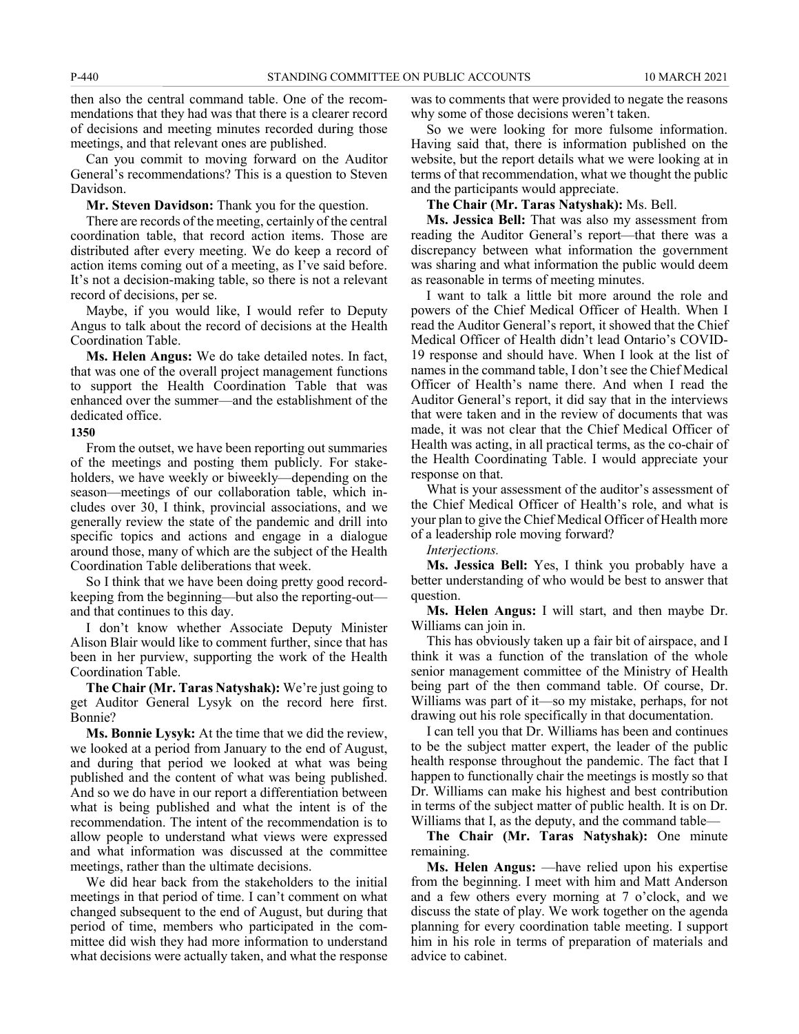then also the central command table. One of the recommendations that they had was that there is a clearer record of decisions and meeting minutes recorded during those meetings, and that relevant ones are published.

Can you commit to moving forward on the Auditor General's recommendations? This is a question to Steven Davidson.

**Mr. Steven Davidson:** Thank you for the question.

There are records of the meeting, certainly of the central coordination table, that record action items. Those are distributed after every meeting. We do keep a record of action items coming out of a meeting, as I've said before. It's not a decision-making table, so there is not a relevant record of decisions, per se.

Maybe, if you would like, I would refer to Deputy Angus to talk about the record of decisions at the Health Coordination Table.

**Ms. Helen Angus:** We do take detailed notes. In fact, that was one of the overall project management functions to support the Health Coordination Table that was enhanced over the summer—and the establishment of the dedicated office.

**1350**

From the outset, we have been reporting out summaries of the meetings and posting them publicly. For stakeholders, we have weekly or biweekly—depending on the season—meetings of our collaboration table, which includes over 30, I think, provincial associations, and we generally review the state of the pandemic and drill into specific topics and actions and engage in a dialogue around those, many of which are the subject of the Health Coordination Table deliberations that week.

So I think that we have been doing pretty good record-keeping from the beginning—but also the reporting-out—and that continues to this day.

I don't know whether Associate Deputy Minister Alison Blair would like to comment further, since that has been in her purview, supporting the work of the Health Coordination Table.

**The Chair (Mr. Taras Natyshak):** We're just going to get Auditor General Lysyk on the record here first. Bonnie?

**Ms. Bonnie Lysyk:** At the time that we did the review, we looked at a period from January to the end of August, and during that period we looked at what was being published and the content of what was being published. And so we do have in our report a differentiation between what is being published and what the intent is of the recommendation. The intent of the recommendation is to allow people to understand what views were expressed and what information was discussed at the committee meetings, rather than the ultimate decisions.

We did hear back from the stakeholders to the initial meetings in that period of time. I can't comment on what changed subsequent to the end of August, but during that period of time, members who participated in the committee did wish they had more information to understand what decisions were actually taken, and what the response was to comments that were provided to negate the reasons why some of those decisions weren't taken.

So we were looking for more fulsome information. Having said that, there is information published on the website, but the report details what we were looking at in terms of that recommendation, what we thought the public and the participants would appreciate.

**The Chair (Mr. Taras Natyshak):** Ms. Bell.

**Ms. Jessica Bell:** That was also my assessment from reading the Auditor General's report—that there was a discrepancy between what information the government was sharing and what information the public would deem as reasonable in terms of meeting minutes.

I want to talk a little bit more around the role and powers of the Chief Medical Officer of Health. When I read the Auditor General's report, it showed that the Chief Medical Officer of Health didn't lead Ontario's COVID-19 response and should have. When I look at the list of names in the command table, I don't see the Chief Medical Officer of Health's name there. And when I read the Auditor General's report, it did say that in the interviews that were taken and in the review of documents that was made, it was not clear that the Chief Medical Officer of Health was acting, in all practical terms, as the co-chair of the Health Coordinating Table. I would appreciate your response on that.

What is your assessment of the auditor's assessment of the Chief Medical Officer of Health's role, and what is your plan to give the Chief Medical Officer of Health more of a leadership role moving forward?

*Interjections.*

**Ms. Jessica Bell:** Yes, I think you probably have a better understanding of who would be best to answer that question.

**Ms. Helen Angus:** I will start, and then maybe Dr. Williams can join in.

This has obviously taken up a fair bit of airspace, and I think it was a function of the translation of the whole senior management committee of the Ministry of Health being part of the then command table. Of course, Dr. Williams was part of it—so my mistake, perhaps, for not drawing out his role specifically in that documentation.

I can tell you that Dr. Williams has been and continues to be the subject matter expert, the leader of the public health response throughout the pandemic. The fact that I happen to functionally chair the meetings is mostly so that Dr. Williams can make his highest and best contribution in terms of the subject matter of public health. It is on Dr. Williams that I, as the deputy, and the command table—

**The Chair (Mr. Taras Natyshak):** One minute remaining.

**Ms. Helen Angus:** —have relied upon his expertise from the beginning. I meet with him and Matt Anderson and a few others every morning at 7 o'clock, and we discuss the state of play. We work together on the agenda planning for every coordination table meeting. I support him in his role in terms of preparation of materials and advice to cabinet.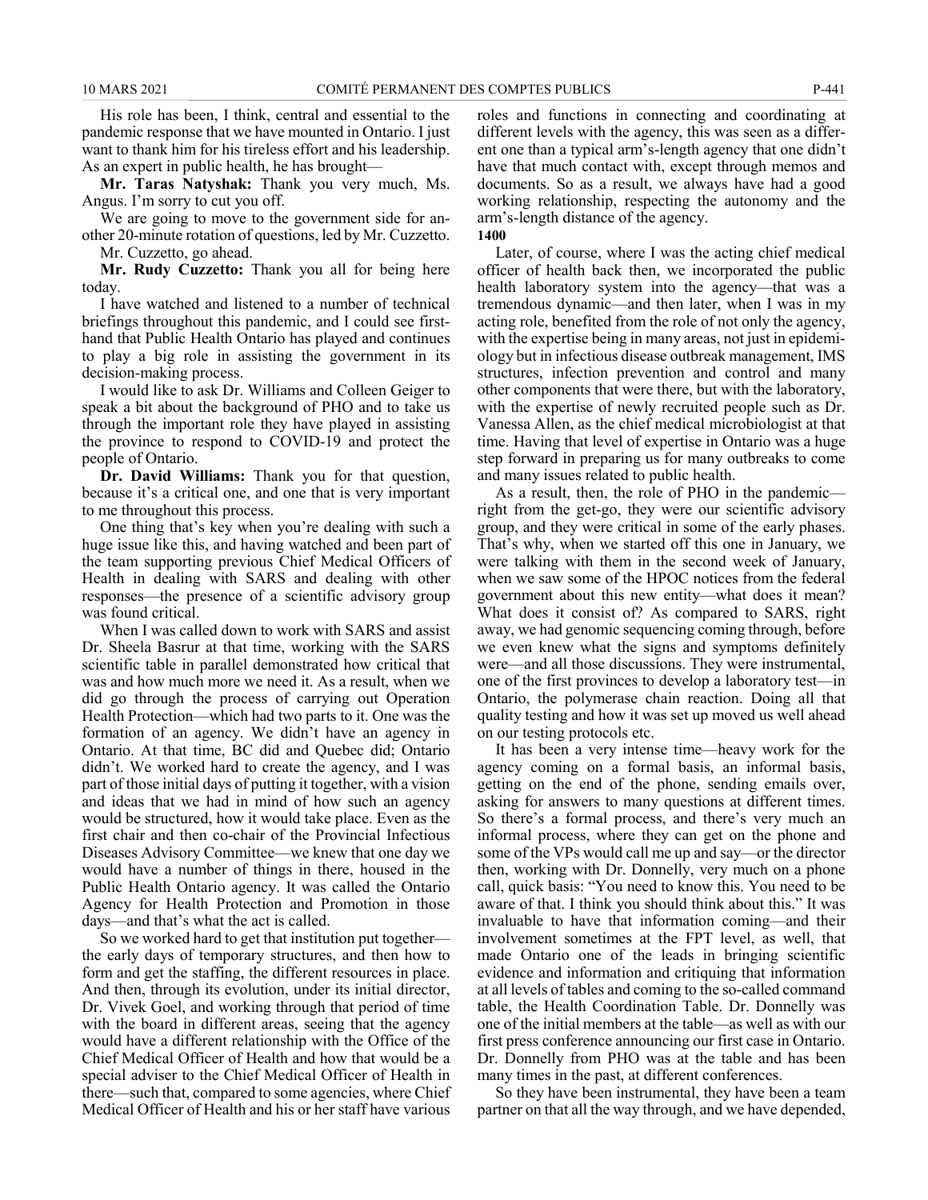His role has been, I think, central and essential to the pandemic response that we have mounted in Ontario. I just want to thank him for his tireless effort and his leadership. As an expert in public health, he has brought—

**Mr. Taras Natyshak:** Thank you very much, Ms. Angus. I'm sorry to cut you off.

We are going to move to the government side for another 20-minute rotation of questions, led by Mr. Cuzzetto.

Mr. Cuzzetto, go ahead.

**Mr. Rudy Cuzzetto:** Thank you all for being here today.

I have watched and listened to a number of technical briefings throughout this pandemic, and I could see first-hand that Public Health Ontario has played and continues to play a big role in assisting the government in its decision-making process.

I would like to ask Dr. Williams and Colleen Geiger to speak a bit about the background of PHO and to take us through the important role they have played in assisting the province to respond to COVID-19 and protect the people of Ontario.

**Dr. David Williams:** Thank you for that question, because it's a critical one, and one that is very important to me throughout this process.

One thing that's key when you're dealing with such a huge issue like this, and having watched and been part of the team supporting previous Chief Medical Officers of Health in dealing with SARS and dealing with other responses—the presence of a scientific advisory group was found critical.

When I was called down to work with SARS and assist Dr. Sheela Basrur at that time, working with the SARS scientific table in parallel demonstrated how critical that was and how much more we need it. As a result, when we did go through the process of carrying out Operation Health Protection—which had two parts to it. One was the formation of an agency. We didn't have an agency in Ontario. At that time, BC did and Quebec did; Ontario didn't. We worked hard to create the agency, and I was part of those initial days of putting it together, with a vision and ideas that we had in mind of how such an agency would be structured, how it would take place. Even as the first chair and then co-chair of the Provincial Infectious Diseases Advisory Committee—we knew that one day we would have a number of things in there, housed in the Public Health Ontario agency. It was called the Ontario Agency for Health Protection and Promotion in those days—and that's what the act is called.

So we worked hard to get that institution put together—the early days of temporary structures, and then how to form and get the staffing, the different resources in place. And then, through its evolution, under its initial director, Dr. Vivek Goel, and working through that period of time with the board in different areas, seeing that the agency would have a different relationship with the Office of the Chief Medical Officer of Health and how that would be a special adviser to the Chief Medical Officer of Health in there—such that, compared to some agencies, where Chief Medical Officer of Health and his or her staff have various roles and functions in connecting and coordinating at different levels with the agency, this was seen as a different one than a typical arm's-length agency that one didn't have that much contact with, except through memos and documents. So as a result, we always have had a good working relationship, respecting the autonomy and the arm's-length distance of the agency.

**1400**

Later, of course, where I was the acting chief medical officer of health back then, we incorporated the public health laboratory system into the agency—that was a tremendous dynamic—and then later, when I was in my acting role, benefited from the role of not only the agency, with the expertise being in many areas, not just in epidemiology but in infectious disease outbreak management, IMS structures, infection prevention and control and many other components that were there, but with the laboratory, with the expertise of newly recruited people such as Dr. Vanessa Allen, as the chief medical microbiologist at that time. Having that level of expertise in Ontario was a huge step forward in preparing us for many outbreaks to come and many issues related to public health.

As a result, then, the role of PHO in the pandemic—right from the get-go, they were our scientific advisory group, and they were critical in some of the early phases. That's why, when we started off this one in January, we were talking with them in the second week of January, when we saw some of the HPOC notices from the federal government about this new entity—what does it mean? What does it consist of? As compared to SARS, right away, we had genomic sequencing coming through, before we even knew what the signs and symptoms definitely were—and all those discussions. They were instrumental, one of the first provinces to develop a laboratory test—in Ontario, the polymerase chain reaction. Doing all that quality testing and how it was set up moved us well ahead on our testing protocols etc.

It has been a very intense time—heavy work for the agency coming on a formal basis, an informal basis, getting on the end of the phone, sending emails over, asking for answers to many questions at different times. So there's a formal process, and there's very much an informal process, where they can get on the phone and some of the VPs would call me up and say—or the director then, working with Dr. Donnelly, very much on a phone call, quick basis: "You need to know this. You need to be aware of that. I think you should think about this." It was invaluable to have that information coming—and their involvement sometimes at the FPT level, as well, that made Ontario one of the leads in bringing scientific evidence and information and critiquing that information at all levels of tables and coming to the so-called command table, the Health Coordination Table. Dr. Donnelly was one of the initial members at the table—as well as with our first press conference announcing our first case in Ontario. Dr. Donnelly from PHO was at the table and has been many times in the past, at different conferences.

So they have been instrumental, they have been a team partner on that all the way through, and we have depended,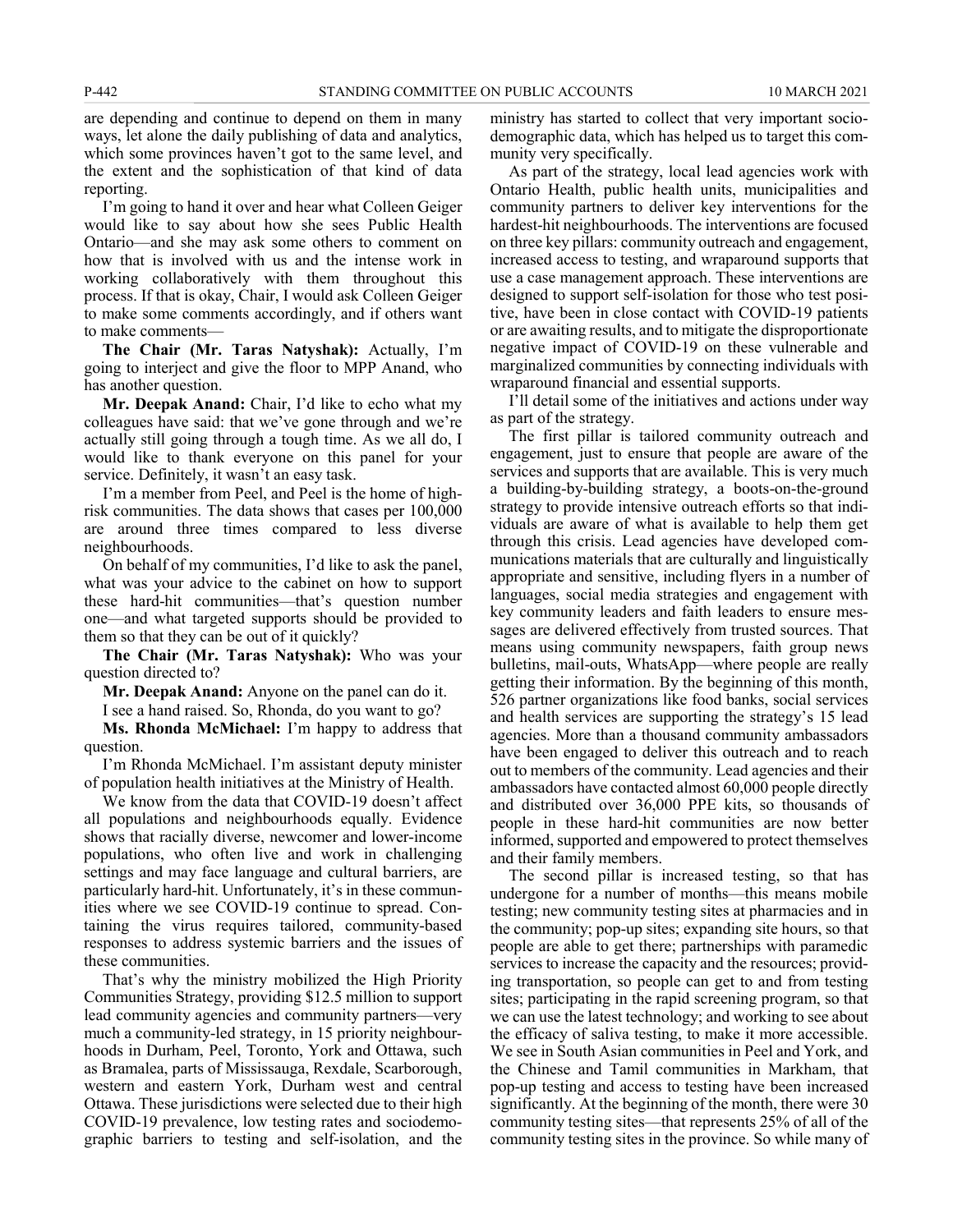are depending and continue to depend on them in many ways, let alone the daily publishing of data and analytics, which some provinces haven't got to the same level, and the extent and the sophistication of that kind of data reporting.

I'm going to hand it over and hear what Colleen Geiger would like to say about how she sees Public Health Ontario—and she may ask some others to comment on how that is involved with us and the intense work in working collaboratively with them throughout this process. If that is okay, Chair, I would ask Colleen Geiger to make some comments accordingly, and if others want to make comments—

**The Chair (Mr. Taras Natyshak):** Actually, I'm going to interject and give the floor to MPP Anand, who has another question.

**Mr. Deepak Anand:** Chair, I'd like to echo what my colleagues have said: that we've gone through and we're actually still going through a tough time. As we all do, I would like to thank everyone on this panel for your service. Definitely, it wasn't an easy task.

I'm a member from Peel, and Peel is the home of high-risk communities. The data shows that cases per 100,000 are around three times compared to less diverse neighbourhoods.

On behalf of my communities, I'd like to ask the panel, what was your advice to the cabinet on how to support these hard-hit communities—that's question number one—and what targeted supports should be provided to them so that they can be out of it quickly?

**The Chair (Mr. Taras Natyshak):** Who was your question directed to?

**Mr. Deepak Anand:** Anyone on the panel can do it.

I see a hand raised. So, Rhonda, do you want to go?

**Ms. Rhonda McMichael:** I'm happy to address that question.

I'm Rhonda McMichael. I'm assistant deputy minister of population health initiatives at the Ministry of Health.

We know from the data that COVID-19 doesn't affect all populations and neighbourhoods equally. Evidence shows that racially diverse, newcomer and lower-income populations, who often live and work in challenging settings and may face language and cultural barriers, are particularly hard-hit. Unfortunately, it's in these communities where we see COVID-19 continue to spread. Containing the virus requires tailored, community-based responses to address systemic barriers and the issues of these communities.

That's why the ministry mobilized the High Priority Communities Strategy, providing $12.5 million to support lead community agencies and community partners—very much a community-led strategy, in 15 priority neighbourhoods in Durham, Peel, Toronto, York and Ottawa, such as Bramalea, parts of Mississauga, Rexdale, Scarborough, western and eastern York, Durham west and central Ottawa. These jurisdictions were selected due to their high COVID-19 prevalence, low testing rates and sociodemographic barriers to testing and self-isolation, and the ministry has started to collect that very important socio-demographic data, which has helped us to target this community very specifically.

As part of the strategy, local lead agencies work with Ontario Health, public health units, municipalities and community partners to deliver key interventions for the hardest-hit neighbourhoods. The interventions are focused on three key pillars: community outreach and engagement, increased access to testing, and wraparound supports that use a case management approach. These interventions are designed to support self-isolation for those who test positive, have been in close contact with COVID-19 patients or are awaiting results, and to mitigate the disproportionate negative impact of COVID-19 on these vulnerable and marginalized communities by connecting individuals with wraparound financial and essential supports.

I'll detail some of the initiatives and actions under way as part of the strategy.

The first pillar is tailored community outreach and engagement, just to ensure that people are aware of the services and supports that are available. This is very much a building-by-building strategy, a boots-on-the-ground strategy to provide intensive outreach efforts so that individuals are aware of what is available to help them get through this crisis. Lead agencies have developed communications materials that are culturally and linguistically appropriate and sensitive, including flyers in a number of languages, social media strategies and engagement with key community leaders and faith leaders to ensure messages are delivered effectively from trusted sources. That means using community newspapers, faith group news bulletins, mail-outs, WhatsApp—where people are really getting their information. By the beginning of this month, 526 partner organizations like food banks, social services and health services are supporting the strategy's 15 lead agencies. More than a thousand community ambassadors have been engaged to deliver this outreach and to reach out to members of the community. Lead agencies and their ambassadors have contacted almost 60,000 people directly and distributed over 36,000 PPE kits, so thousands of people in these hard-hit communities are now better informed, supported and empowered to protect themselves and their family members.

The second pillar is increased testing, so that has undergone for a number of months—this means mobile testing; new community testing sites at pharmacies and in the community; pop-up sites; expanding site hours, so that people are able to get there; partnerships with paramedic services to increase the capacity and the resources; providing transportation, so people can get to and from testing sites; participating in the rapid screening program, so that we can use the latest technology; and working to see about the efficacy of saliva testing, to make it more accessible. We see in South Asian communities in Peel and York, and the Chinese and Tamil communities in Markham, that pop-up testing and access to testing have been increased significantly. At the beginning of the month, there were 30 community testing sites—that represents 25% of all of the community testing sites in the province. So while many of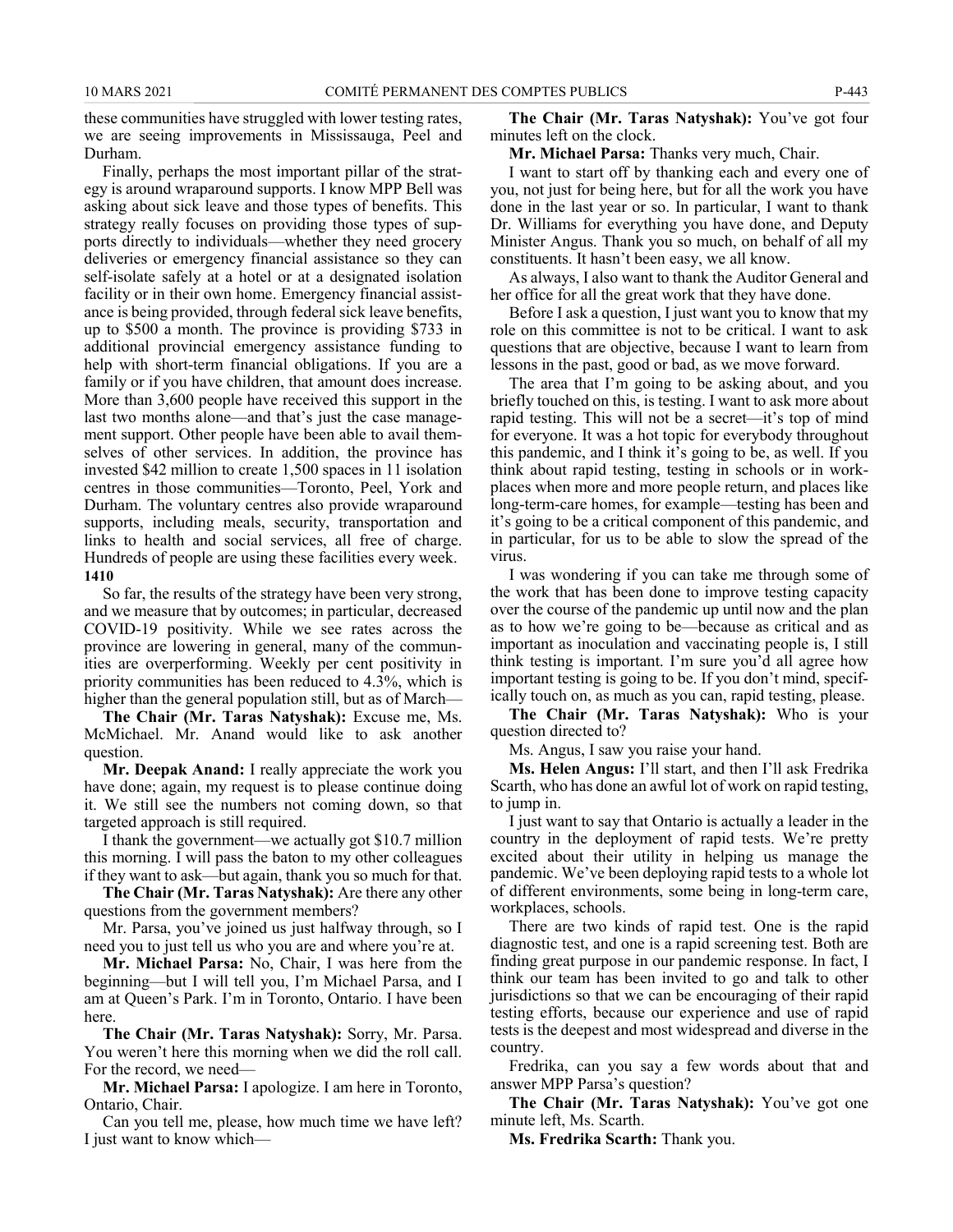these communities have struggled with lower testing rates, we are seeing improvements in Mississauga, Peel and Durham.

Finally, perhaps the most important pillar of the strategy is around wraparound supports. I know MPP Bell was asking about sick leave and those types of benefits. This strategy really focuses on providing those types of supports directly to individuals—whether they need grocery deliveries or emergency financial assistance so they can self-isolate safely at a hotel or at a designated isolation facility or in their own home. Emergency financial assistance is being provided, through federal sick leave benefits, up to $500 a month. The province is providing $733 in additional provincial emergency assistance funding to help with short-term financial obligations. If you are a family or if you have children, that amount does increase. More than 3,600 people have received this support in the last two months alone—and that's just the case management support. Other people have been able to avail themselves of other services. In addition, the province has invested $42 million to create 1,500 spaces in 11 isolation centres in those communities—Toronto, Peel, York and Durham. The voluntary centres also provide wraparound supports, including meals, security, transportation and links to health and social services, all free of charge. Hundreds of people are using these facilities every week.

**1410**

So far, the results of the strategy have been very strong, and we measure that by outcomes; in particular, decreased COVID-19 positivity. While we see rates across the province are lowering in general, many of the communities are overperforming. Weekly per cent positivity in priority communities has been reduced to 4.3%, which is higher than the general population still, but as of March—

**The Chair (Mr. Taras Natyshak):** Excuse me, Ms. McMichael. Mr. Anand would like to ask another question.

**Mr. Deepak Anand:** I really appreciate the work you have done; again, my request is to please continue doing it. We still see the numbers not coming down, so that targeted approach is still required.

I thank the government—we actually got $10.7 million this morning. I will pass the baton to my other colleagues if they want to ask—but again, thank you so much for that.

**The Chair (Mr. Taras Natyshak):** Are there any other questions from the government members?

Mr. Parsa, you've joined us just halfway through, so I need you to just tell us who you are and where you're at.

**Mr. Michael Parsa:** No, Chair, I was here from the beginning—but I will tell you, I'm Michael Parsa, and I am at Queen's Park. I'm in Toronto, Ontario. I have been here.

**The Chair (Mr. Taras Natyshak):** Sorry, Mr. Parsa. You weren't here this morning when we did the roll call. For the record, we need—

**Mr. Michael Parsa:** I apologize. I am here in Toronto, Ontario, Chair.

Can you tell me, please, how much time we have left? I just want to know which—

**The Chair (Mr. Taras Natyshak):** You've got four minutes left on the clock.

**Mr. Michael Parsa:** Thanks very much, Chair.

I want to start off by thanking each and every one of you, not just for being here, but for all the work you have done in the last year or so. In particular, I want to thank Dr. Williams for everything you have done, and Deputy Minister Angus. Thank you so much, on behalf of all my constituents. It hasn't been easy, we all know.

As always, I also want to thank the Auditor General and her office for all the great work that they have done.

Before I ask a question, I just want you to know that my role on this committee is not to be critical. I want to ask questions that are objective, because I want to learn from lessons in the past, good or bad, as we move forward.

The area that I'm going to be asking about, and you briefly touched on this, is testing. I want to ask more about rapid testing. This will not be a secret—it's top of mind for everyone. It was a hot topic for everybody throughout this pandemic, and I think it's going to be, as well. If you think about rapid testing, testing in schools or in workplaces when more and more people return, and places like long-term-care homes, for example—testing has been and it's going to be a critical component of this pandemic, and in particular, for us to be able to slow the spread of the virus.

I was wondering if you can take me through some of the work that has been done to improve testing capacity over the course of the pandemic up until now and the plan as to how we're going to be—because as critical and as important as inoculation and vaccinating people is, I still think testing is important. I'm sure you'd all agree how important testing is going to be. If you don't mind, specifically touch on, as much as you can, rapid testing, please.

**The Chair (Mr. Taras Natyshak):** Who is your question directed to?

Ms. Angus, I saw you raise your hand.

**Ms. Helen Angus:** I'll start, and then I'll ask Fredrika Scarth, who has done an awful lot of work on rapid testing, to jump in.

I just want to say that Ontario is actually a leader in the country in the deployment of rapid tests. We're pretty excited about their utility in helping us manage the pandemic. We've been deploying rapid tests to a whole lot of different environments, some being in long-term care, workplaces, schools.

There are two kinds of rapid test. One is the rapid diagnostic test, and one is a rapid screening test. Both are finding great purpose in our pandemic response. In fact, I think our team has been invited to go and talk to other jurisdictions so that we can be encouraging of their rapid testing efforts, because our experience and use of rapid tests is the deepest and most widespread and diverse in the country.

Fredrika, can you say a few words about that and answer MPP Parsa's question?

**The Chair (Mr. Taras Natyshak):** You've got one minute left, Ms. Scarth.

**Ms. Fredrika Scarth:** Thank you.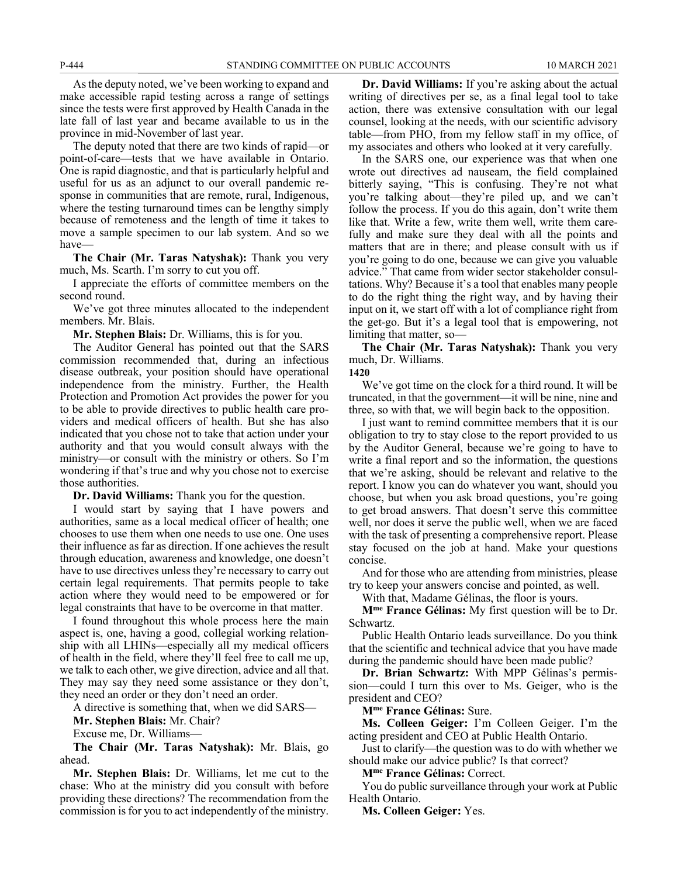As the deputy noted, we've been working to expand and make accessible rapid testing across a range of settings since the tests were first approved by Health Canada in the late fall of last year and became available to us in the province in mid-November of last year.

The deputy noted that there are two kinds of rapid—or point-of-care—tests that we have available in Ontario. One is rapid diagnostic, and that is particularly helpful and useful for us as an adjunct to our overall pandemic response in communities that are remote, rural, Indigenous, where the testing turnaround times can be lengthy simply because of remoteness and the length of time it takes to move a sample specimen to our lab system. And so we have—

**The Chair (Mr. Taras Natyshak):** Thank you very much, Ms. Scarth. I'm sorry to cut you off.

I appreciate the efforts of committee members on the second round.

We've got three minutes allocated to the independent members. Mr. Blais.

**Mr. Stephen Blais:** Dr. Williams, this is for you.

The Auditor General has pointed out that the SARS commission recommended that, during an infectious disease outbreak, your position should have operational independence from the ministry. Further, the Health Protection and Promotion Act provides the power for you to be able to provide directives to public health care providers and medical officers of health. But she has also indicated that you chose not to take that action under your authority and that you would consult always with the ministry—or consult with the ministry or others. So I'm wondering if that's true and why you chose not to exercise those authorities.

**Dr. David Williams:** Thank you for the question.

I would start by saying that I have powers and authorities, same as a local medical officer of health; one chooses to use them when one needs to use one. One uses their influence as far as direction. If one achieves the result through education, awareness and knowledge, one doesn't have to use directives unless they're necessary to carry out certain legal requirements. That permits people to take action where they would need to be empowered or for legal constraints that have to be overcome in that matter.

I found throughout this whole process here the main aspect is, one, having a good, collegial working relationship with all LHINs—especially all my medical officers of health in the field, where they'll feel free to call me up, we talk to each other, we give direction, advice and all that. They may say they need some assistance or they don't, they need an order or they don't need an order.

A directive is something that, when we did SARS—

**Mr. Stephen Blais:** Mr. Chair?

Excuse me, Dr. Williams—

**The Chair (Mr. Taras Natyshak):** Mr. Blais, go ahead.

**Mr. Stephen Blais:** Dr. Williams, let me cut to the chase: Who at the ministry did you consult with before providing these directions? The recommendation from the commission is for you to act independently of the ministry.

**Dr. David Williams:** If you're asking about the actual writing of directives per se, as a final legal tool to take action, there was extensive consultation with our legal counsel, looking at the needs, with our scientific advisory table—from PHO, from my fellow staff in my office, of my associates and others who looked at it very carefully.

In the SARS one, our experience was that when one wrote out directives ad nauseam, the field complained bitterly saying, "This is confusing. They're not what you're talking about—they're piled up, and we can't follow the process. If you do this again, don't write them like that. Write a few, write them well, write them carefully and make sure they deal with all the points and matters that are in there; and please consult with us if you're going to do one, because we can give you valuable advice." That came from wider sector stakeholder consultations. Why? Because it's a tool that enables many people to do the right thing the right way, and by having their input on it, we start off with a lot of compliance right from the get-go. But it's a legal tool that is empowering, not limiting that matter, so—

**The Chair (Mr. Taras Natyshak):** Thank you very much, Dr. Williams.

**1420**

We've got time on the clock for a third round. It will be truncated, in that the government—it will be nine, nine and three, so with that, we will begin back to the opposition.

I just want to remind committee members that it is our obligation to try to stay close to the report provided to us by the Auditor General, because we're going to have to write a final report and so the information, the questions that we're asking, should be relevant and relative to the report. I know you can do whatever you want, should you choose, but when you ask broad questions, you're going to get broad answers. That doesn't serve this committee well, nor does it serve the public well, when we are faced with the task of presenting a comprehensive report. Please stay focused on the job at hand. Make your questions concise.

And for those who are attending from ministries, please try to keep your answers concise and pointed, as well.

With that, Madame Gélinas, the floor is yours.

**M[me] France Gélinas:** My first question will be to Dr. Schwartz.

Public Health Ontario leads surveillance. Do you think that the scientific and technical advice that you have made during the pandemic should have been made public?

**Dr. Brian Schwartz:** With MPP Gélinas's permission—could I turn this over to Ms. Geiger, who is the president and CEO?

**M[me] France Gélinas:** Sure.

**Ms. Colleen Geiger:** I'm Colleen Geiger. I'm the acting president and CEO at Public Health Ontario.

Just to clarify—the question was to do with whether we should make our advice public? Is that correct?

**M[me] France Gélinas:** Correct.

You do public surveillance through your work at Public Health Ontario.

**Ms. Colleen Geiger:** Yes.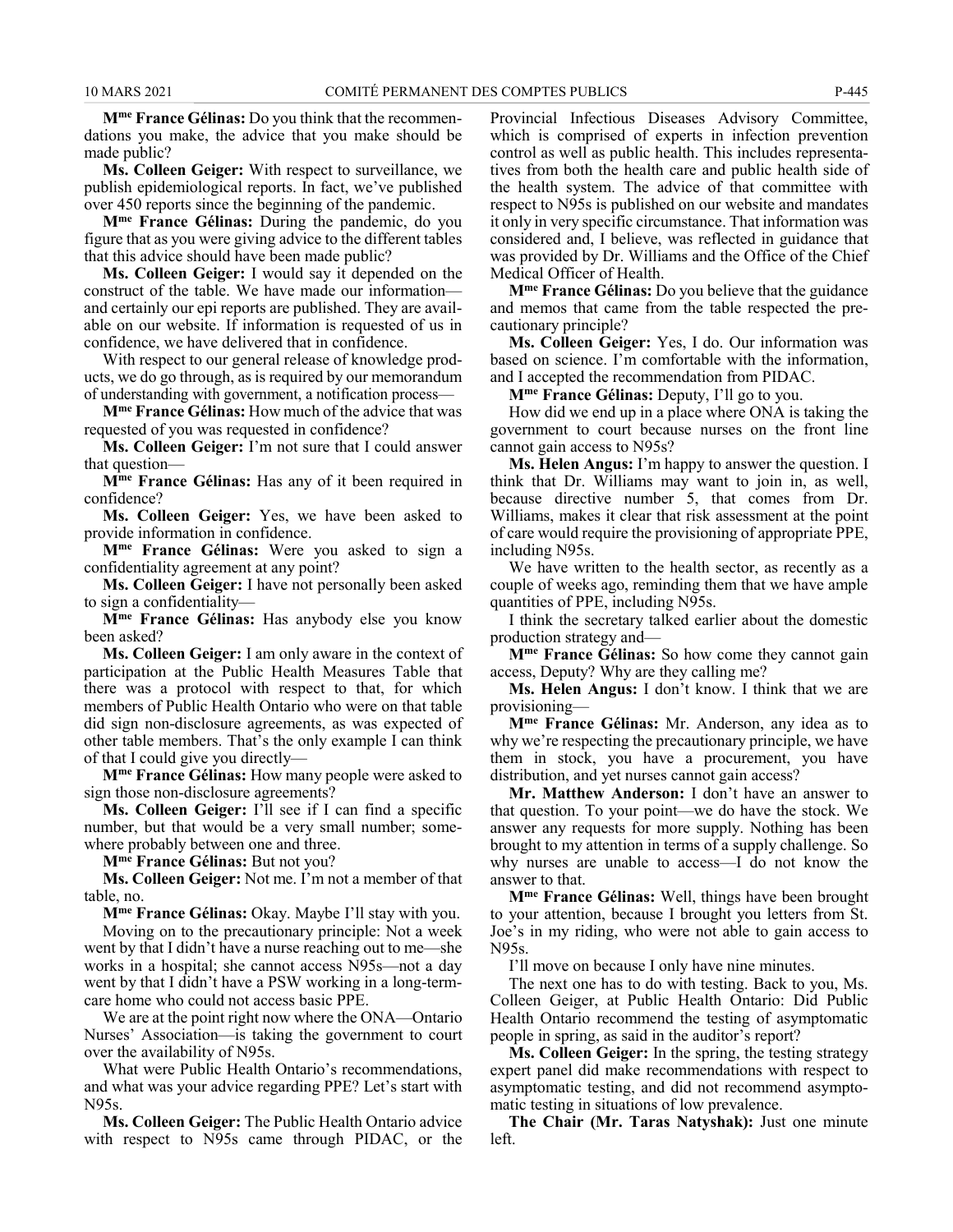**M^me France Gélinas:** Do you think that the recommendations you make, the advice that you make should be made public?

**Ms. Colleen Geiger:** With respect to surveillance, we publish epidemiological reports. In fact, we've published over 450 reports since the beginning of the pandemic.

**M^me France Gélinas:** During the pandemic, do you figure that as you were giving advice to the different tables that this advice should have been made public?

**Ms. Colleen Geiger:** I would say it depended on the construct of the table. We have made our information—and certainly our epi reports are published. They are available on our website. If information is requested of us in confidence, we have delivered that in confidence.

With respect to our general release of knowledge products, we do go through, as is required by our memorandum of understanding with government, a notification process—

**M^me France Gélinas:** How much of the advice that was requested of you was requested in confidence?

**Ms. Colleen Geiger:** I'm not sure that I could answer that question—

**M^me France Gélinas:** Has any of it been required in confidence?

**Ms. Colleen Geiger:** Yes, we have been asked to provide information in confidence.

**M^me France Gélinas:** Were you asked to sign a confidentiality agreement at any point?

**Ms. Colleen Geiger:** I have not personally been asked to sign a confidentiality—

**M^me France Gélinas:** Has anybody else you know been asked?

**Ms. Colleen Geiger:** I am only aware in the context of participation at the Public Health Measures Table that there was a protocol with respect to that, for which members of Public Health Ontario who were on that table did sign non-disclosure agreements, as was expected of other table members. That's the only example I can think of that I could give you directly—

**M^me France Gélinas:** How many people were asked to sign those non-disclosure agreements?

**Ms. Colleen Geiger:** I'll see if I can find a specific number, but that would be a very small number; somewhere probably between one and three.

**M^me France Gélinas:** But not you?

**Ms. Colleen Geiger:** Not me. I'm not a member of that table, no.

**M^me France Gélinas:** Okay. Maybe I'll stay with you.

Moving on to the precautionary principle: Not a week went by that I didn't have a nurse reaching out to me—she works in a hospital; she cannot access N95s—not a day went by that I didn't have a PSW working in a long-term-care home who could not access basic PPE.

We are at the point right now where the ONA—Ontario Nurses' Association—is taking the government to court over the availability of N95s.

What were Public Health Ontario's recommendations, and what was your advice regarding PPE? Let's start with N95s.

**Ms. Colleen Geiger:** The Public Health Ontario advice with respect to N95s came through PIDAC, or the Provincial Infectious Diseases Advisory Committee, which is comprised of experts in infection prevention control as well as public health. This includes representatives from both the health care and public health side of the health system. The advice of that committee with respect to N95s is published on our website and mandates it only in very specific circumstance. That information was considered and, I believe, was reflected in guidance that was provided by Dr. Williams and the Office of the Chief Medical Officer of Health.

**M^me France Gélinas:** Do you believe that the guidance and memos that came from the table respected the precautionary principle?

**Ms. Colleen Geiger:** Yes, I do. Our information was based on science. I'm comfortable with the information, and I accepted the recommendation from PIDAC.

**M^me France Gélinas:** Deputy, I'll go to you.

How did we end up in a place where ONA is taking the government to court because nurses on the front line cannot gain access to N95s?

**Ms. Helen Angus:** I'm happy to answer the question. I think that Dr. Williams may want to join in, as well, because directive number 5, that comes from Dr. Williams, makes it clear that risk assessment at the point of care would require the provisioning of appropriate PPE, including N95s.

We have written to the health sector, as recently as a couple of weeks ago, reminding them that we have ample quantities of PPE, including N95s.

I think the secretary talked earlier about the domestic production strategy and—

**M^me France Gélinas:** So how come they cannot gain access, Deputy? Why are they calling me?

**Ms. Helen Angus:** I don't know. I think that we are provisioning—

**M^me France Gélinas:** Mr. Anderson, any idea as to why we're respecting the precautionary principle, we have them in stock, you have a procurement, you have distribution, and yet nurses cannot gain access?

**Mr. Matthew Anderson:** I don't have an answer to that question. To your point—we do have the stock. We answer any requests for more supply. Nothing has been brought to my attention in terms of a supply challenge. So why nurses are unable to access—I do not know the answer to that.

**M^me France Gélinas:** Well, things have been brought to your attention, because I brought you letters from St. Joe's in my riding, who were not able to gain access to N95s.

I'll move on because I only have nine minutes.

The next one has to do with testing. Back to you, Ms. Colleen Geiger, at Public Health Ontario: Did Public Health Ontario recommend the testing of asymptomatic people in spring, as said in the auditor's report?

**Ms. Colleen Geiger:** In the spring, the testing strategy expert panel did make recommendations with respect to asymptomatic testing, and did not recommend asymptomatic testing in situations of low prevalence.

**The Chair (Mr. Taras Natyshak):** Just one minute left.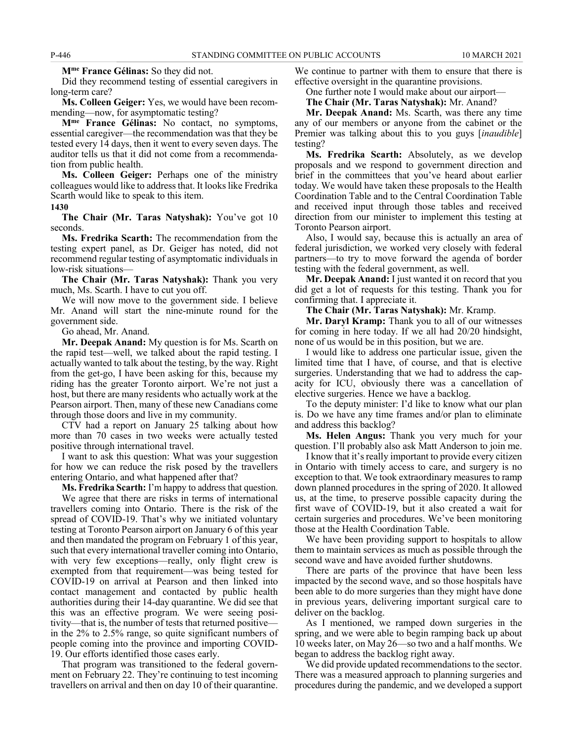**M^me France Gélinas:** So they did not.

Did they recommend testing of essential caregivers in long-term care?

**Ms. Colleen Geiger:** Yes, we would have been recommending—now, for asymptomatic testing?

**M^me France Gélinas:** No contact, no symptoms, essential caregiver—the recommendation was that they be tested every 14 days, then it went to every seven days. The auditor tells us that it did not come from a recommendation from public health.

**Ms. Colleen Geiger:** Perhaps one of the ministry colleagues would like to address that. It looks like Fredrika Scarth would like to speak to this item.

**1430**

**The Chair (Mr. Taras Natyshak):** You've got 10 seconds.

**Ms. Fredrika Scarth:** The recommendation from the testing expert panel, as Dr. Geiger has noted, did not recommend regular testing of asymptomatic individuals in low-risk situations—

**The Chair (Mr. Taras Natyshak):** Thank you very much, Ms. Scarth. I have to cut you off.

We will now move to the government side. I believe Mr. Anand will start the nine-minute round for the government side.

Go ahead, Mr. Anand.

**Mr. Deepak Anand:** My question is for Ms. Scarth on the rapid test—well, we talked about the rapid testing. I actually wanted to talk about the testing, by the way. Right from the get-go, I have been asking for this, because my riding has the greater Toronto airport. We're not just a host, but there are many residents who actually work at the Pearson airport. Then, many of these new Canadians come through those doors and live in my community.

CTV had a report on January 25 talking about how more than 70 cases in two weeks were actually tested positive through international travel.

I want to ask this question: What was your suggestion for how we can reduce the risk posed by the travellers entering Ontario, and what happened after that?

**Ms. Fredrika Scarth:** I'm happy to address that question.

We agree that there are risks in terms of international travellers coming into Ontario. There is the risk of the spread of COVID-19. That's why we initiated voluntary testing at Toronto Pearson airport on January 6 of this year and then mandated the program on February 1 of this year, such that every international traveller coming into Ontario, with very few exceptions—really, only flight crew is exempted from that requirement—was being tested for COVID-19 on arrival at Pearson and then linked into contact management and contacted by public health authorities during their 14-day quarantine. We did see that this was an effective program. We were seeing positivity—that is, the number of tests that returned positive—in the 2% to 2.5% range, so quite significant numbers of people coming into the province and importing COVID-19. Our efforts identified those cases early.

That program was transitioned to the federal government on February 22. They're continuing to test incoming travellers on arrival and then on day 10 of their quarantine. We continue to partner with them to ensure that there is effective oversight in the quarantine provisions.

One further note I would make about our airport—

**The Chair (Mr. Taras Natyshak):** Mr. Anand?

**Mr. Deepak Anand:** Ms. Scarth, was there any time any of our members or anyone from the cabinet or the Premier was talking about this to you guys [*inaudible*] testing?

**Ms. Fredrika Scarth:** Absolutely, as we develop proposals and we respond to government direction and brief in the committees that you've heard about earlier today. We would have taken these proposals to the Health Coordination Table and to the Central Coordination Table and received input through those tables and received direction from our minister to implement this testing at Toronto Pearson airport.

Also, I would say, because this is actually an area of federal jurisdiction, we worked very closely with federal partners—to try to move forward the agenda of border testing with the federal government, as well.

**Mr. Deepak Anand:** I just wanted it on record that you did get a lot of requests for this testing. Thank you for confirming that. I appreciate it.

**The Chair (Mr. Taras Natyshak):** Mr. Kramp.

**Mr. Daryl Kramp:** Thank you to all of our witnesses for coming in here today. If we all had 20/20 hindsight, none of us would be in this position, but we are.

I would like to address one particular issue, given the limited time that I have, of course, and that is elective surgeries. Understanding that we had to address the capacity for ICU, obviously there was a cancellation of elective surgeries. Hence we have a backlog.

To the deputy minister: I'd like to know what our plan is. Do we have any time frames and/or plan to eliminate and address this backlog?

**Ms. Helen Angus:** Thank you very much for your question. I'll probably also ask Matt Anderson to join me.

I know that it's really important to provide every citizen in Ontario with timely access to care, and surgery is no exception to that. We took extraordinary measures to ramp down planned procedures in the spring of 2020. It allowed us, at the time, to preserve possible capacity during the first wave of COVID-19, but it also created a wait for certain surgeries and procedures. We've been monitoring those at the Health Coordination Table.

We have been providing support to hospitals to allow them to maintain services as much as possible through the second wave and have avoided further shutdowns.

There are parts of the province that have been less impacted by the second wave, and so those hospitals have been able to do more surgeries than they might have done in previous years, delivering important surgical care to deliver on the backlog.

As I mentioned, we ramped down surgeries in the spring, and we were able to begin ramping back up about 10 weeks later, on May 26—so two and a half months. We began to address the backlog right away.

We did provide updated recommendations to the sector. There was a measured approach to planning surgeries and procedures during the pandemic, and we developed a support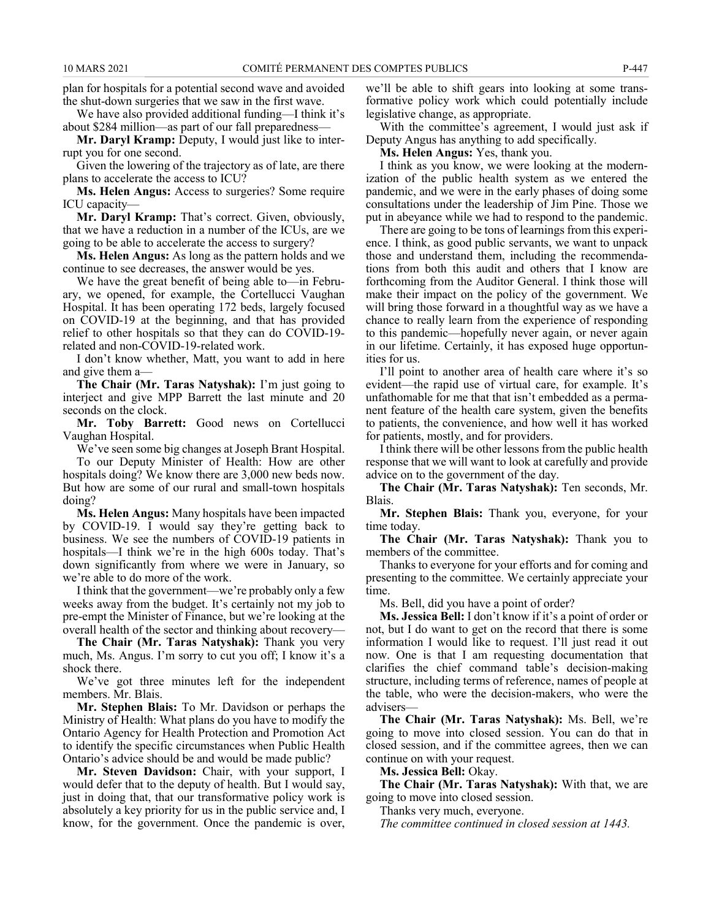plan for hospitals for a potential second wave and avoided the shut-down surgeries that we saw in the first wave.

We have also provided additional funding—I think it's about $284 million—as part of our fall preparedness—

**Mr. Daryl Kramp:** Deputy, I would just like to interrupt you for one second.

Given the lowering of the trajectory as of late, are there plans to accelerate the access to ICU?

**Ms. Helen Angus:** Access to surgeries? Some require ICU capacity—

**Mr. Daryl Kramp:** That's correct. Given, obviously, that we have a reduction in a number of the ICUs, are we going to be able to accelerate the access to surgery?

**Ms. Helen Angus:** As long as the pattern holds and we continue to see decreases, the answer would be yes.

We have the great benefit of being able to—in February, we opened, for example, the Cortellucci Vaughan Hospital. It has been operating 172 beds, largely focused on COVID-19 at the beginning, and that has provided relief to other hospitals so that they can do COVID-19-related and non-COVID-19-related work.

I don't know whether, Matt, you want to add in here and give them a—

**The Chair (Mr. Taras Natyshak):** I'm just going to interject and give MPP Barrett the last minute and 20 seconds on the clock.

**Mr. Toby Barrett:** Good news on Cortellucci Vaughan Hospital.

We've seen some big changes at Joseph Brant Hospital.

To our Deputy Minister of Health: How are other hospitals doing? We know there are 3,000 new beds now. But how are some of our rural and small-town hospitals doing?

**Ms. Helen Angus:** Many hospitals have been impacted by COVID-19. I would say they're getting back to business. We see the numbers of COVID-19 patients in hospitals—I think we're in the high 600s today. That's down significantly from where we were in January, so we're able to do more of the work.

I think that the government—we're probably only a few weeks away from the budget. It's certainly not my job to pre-empt the Minister of Finance, but we're looking at the overall health of the sector and thinking about recovery—

**The Chair (Mr. Taras Natyshak):** Thank you very much, Ms. Angus. I'm sorry to cut you off; I know it's a shock there.

We've got three minutes left for the independent members. Mr. Blais.

**Mr. Stephen Blais:** To Mr. Davidson or perhaps the Ministry of Health: What plans do you have to modify the Ontario Agency for Health Protection and Promotion Act to identify the specific circumstances when Public Health Ontario's advice should be and would be made public?

**Mr. Steven Davidson:** Chair, with your support, I would defer that to the deputy of health. But I would say, just in doing that, that our transformative policy work is absolutely a key priority for us in the public service and, I know, for the government. Once the pandemic is over, we'll be able to shift gears into looking at some transformative policy work which could potentially include legislative change, as appropriate.

With the committee's agreement, I would just ask if Deputy Angus has anything to add specifically.

**Ms. Helen Angus:** Yes, thank you.

I think as you know, we were looking at the modernization of the public health system as we entered the pandemic, and we were in the early phases of doing some consultations under the leadership of Jim Pine. Those we put in abeyance while we had to respond to the pandemic.

There are going to be tons of learnings from this experience. I think, as good public servants, we want to unpack those and understand them, including the recommendations from both this audit and others that I know are forthcoming from the Auditor General. I think those will make their impact on the policy of the government. We will bring those forward in a thoughtful way as we have a chance to really learn from the experience of responding to this pandemic—hopefully never again, or never again in our lifetime. Certainly, it has exposed huge opportunities for us.

I'll point to another area of health care where it's so evident—the rapid use of virtual care, for example. It's unfathomable for me that that isn't embedded as a permanent feature of the health care system, given the benefits to patients, the convenience, and how well it has worked for patients, mostly, and for providers.

I think there will be other lessons from the public health response that we will want to look at carefully and provide advice on to the government of the day.

**The Chair (Mr. Taras Natyshak):** Ten seconds, Mr. Blais.

**Mr. Stephen Blais:** Thank you, everyone, for your time today.

**The Chair (Mr. Taras Natyshak):** Thank you to members of the committee.

Thanks to everyone for your efforts and for coming and presenting to the committee. We certainly appreciate your time.

Ms. Bell, did you have a point of order?

**Ms. Jessica Bell:** I don't know if it's a point of order or not, but I do want to get on the record that there is some information I would like to request. I'll just read it out now. One is that I am requesting documentation that clarifies the chief command table's decision-making structure, including terms of reference, names of people at the table, who were the decision-makers, who were the advisers—

**The Chair (Mr. Taras Natyshak):** Ms. Bell, we're going to move into closed session. You can do that in closed session, and if the committee agrees, then we can continue on with your request.

**Ms. Jessica Bell:** Okay.

**The Chair (Mr. Taras Natyshak):** With that, we are going to move into closed session.

Thanks very much, everyone.

*The committee continued in closed session at 1443.*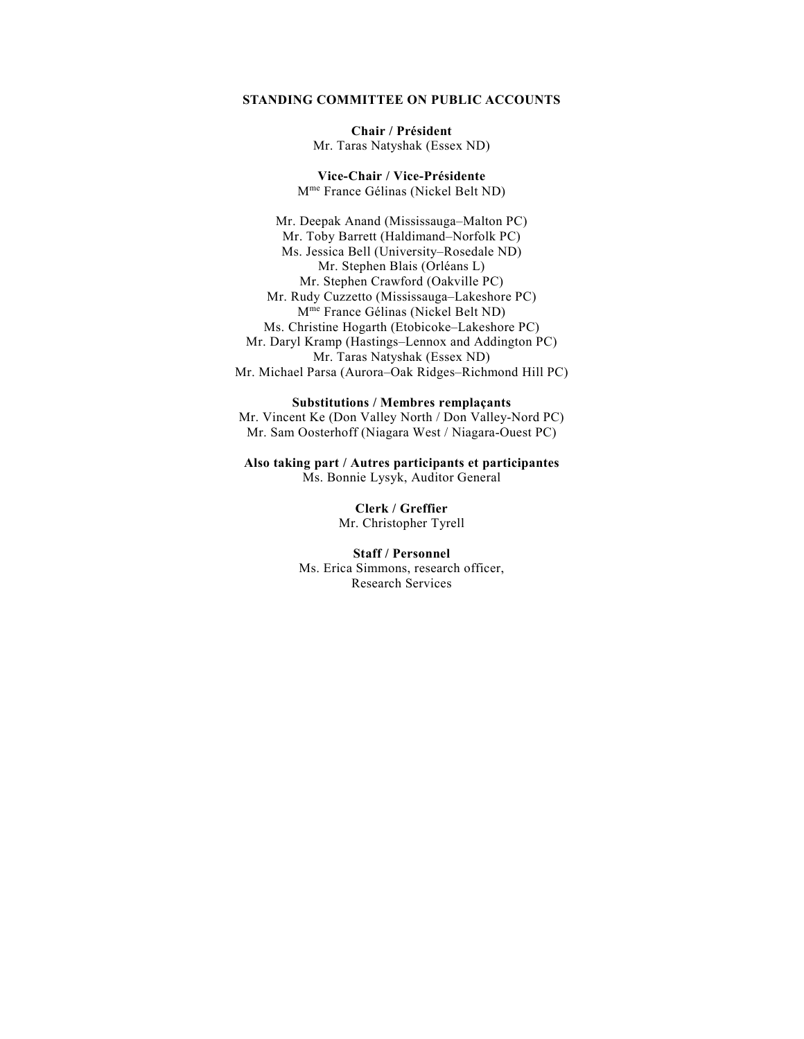**STANDING COMMITTEE ON PUBLIC ACCOUNTS**

**Chair / Président**
Mr. Taras Natyshak (Essex ND)

**Vice-Chair / Vice-Présidente**
Mme France Gélinas (Nickel Belt ND)

Mr. Deepak Anand (Mississauga–Malton PC)
Mr. Toby Barrett (Haldimand–Norfolk PC)
Ms. Jessica Bell (University–Rosedale ND)
Mr. Stephen Blais (Orléans L)
Mr. Stephen Crawford (Oakville PC)
Mr. Rudy Cuzzetto (Mississauga–Lakeshore PC)
Mme France Gélinas (Nickel Belt ND)
Ms. Christine Hogarth (Etobicoke–Lakeshore PC)
Mr. Daryl Kramp (Hastings–Lennox and Addington PC)
Mr. Taras Natyshak (Essex ND)
Mr. Michael Parsa (Aurora–Oak Ridges–Richmond Hill PC)

**Substitutions / Membres remplaçants**
Mr. Vincent Ke (Don Valley North / Don Valley-Nord PC)
Mr. Sam Oosterhoff (Niagara West / Niagara-Ouest PC)

**Also taking part / Autres participants et participantes**
Ms. Bonnie Lysyk, Auditor General

**Clerk / Greffier**
Mr. Christopher Tyrell

**Staff / Personnel**
Ms. Erica Simmons, research officer,
Research Services